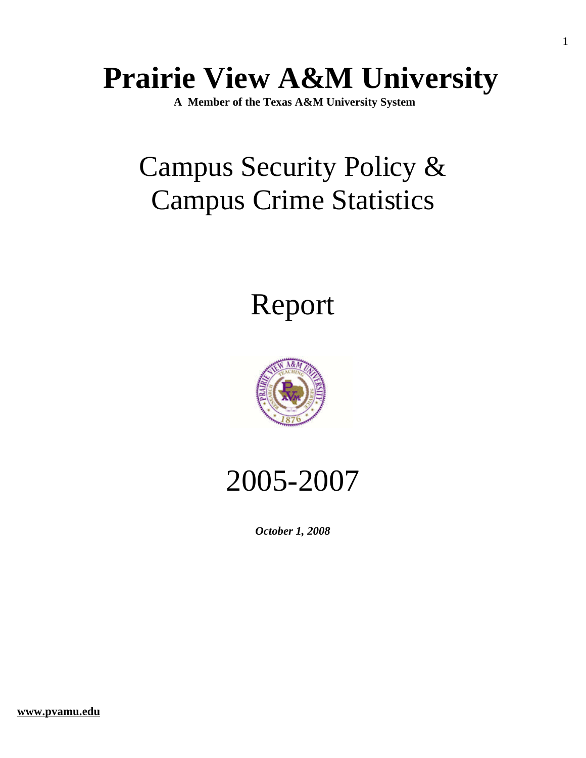# Prairie View A&M University

**A Member of the Texas A&M University System**

# Campus Security Policy & Campus Crime Statistics

# Report

# 2005-2007

***October 1, 2008***

**www.pvamu.edu**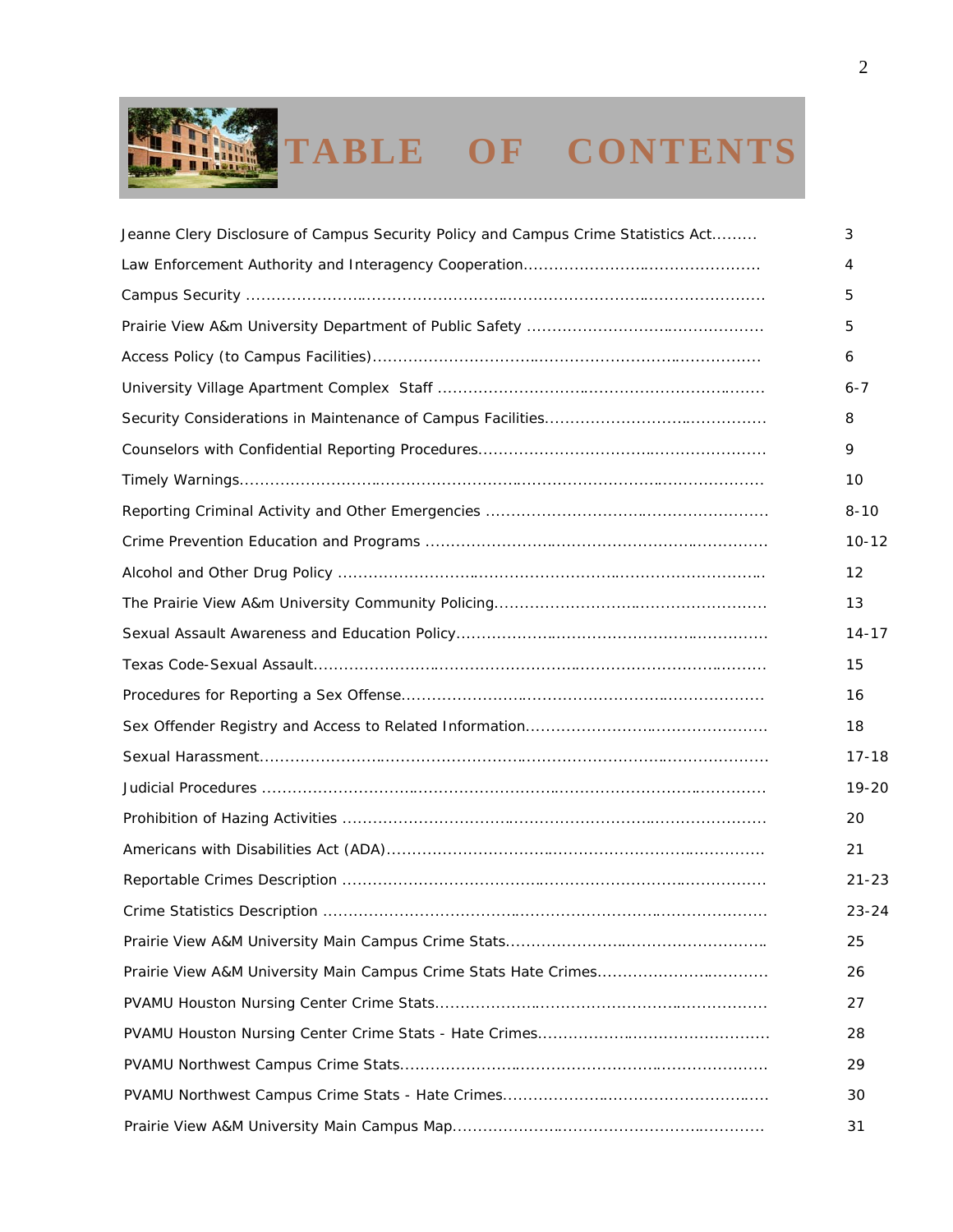# TABLE OF CONTENTS

| Section | Page |
|---|---|
| Jeanne Clery Disclosure of Campus Security Policy and Campus Crime Statistics Act | 3 |
| Law Enforcement Authority and Interagency Cooperation | 4 |
| Campus Security | 5 |
| Prairie View A&m University Department of Public Safety | 5 |
| Access Policy (to Campus Facilities) | 6 |
| University Village Apartment Complex Staff | 6-7 |
| Security Considerations in Maintenance of Campus Facilities | 8 |
| Counselors with Confidential Reporting Procedures | 9 |
| Timely Warnings | 10 |
| Reporting Criminal Activity and Other Emergencies | 8-10 |
| Crime Prevention Education and Programs | 10-12 |
| Alcohol and Other Drug Policy | 12 |
| The Prairie View A&m University Community Policing | 13 |
| Sexual Assault Awareness and Education Policy | 14-17 |
| Texas Code-Sexual Assault | 15 |
| Procedures for Reporting a Sex Offense | 16 |
| Sex Offender Registry and Access to Related Information | 18 |
| Sexual Harassment | 17-18 |
| Judicial Procedures | 19-20 |
| Prohibition of Hazing Activities | 20 |
| Americans with Disabilities Act (ADA) | 21 |
| Reportable Crimes Description | 21-23 |
| Crime Statistics Description | 23-24 |
| Prairie View A&M University Main Campus Crime Stats | 25 |
| Prairie View A&M University Main Campus Crime Stats Hate Crimes | 26 |
| PVAMU Houston Nursing Center Crime Stats | 27 |
| PVAMU Houston Nursing Center Crime Stats - Hate Crimes | 28 |
| PVAMU Northwest Campus Crime Stats | 29 |
| PVAMU Northwest Campus Crime Stats - Hate Crimes | 30 |
| Prairie View A&M University Main Campus Map | 31 |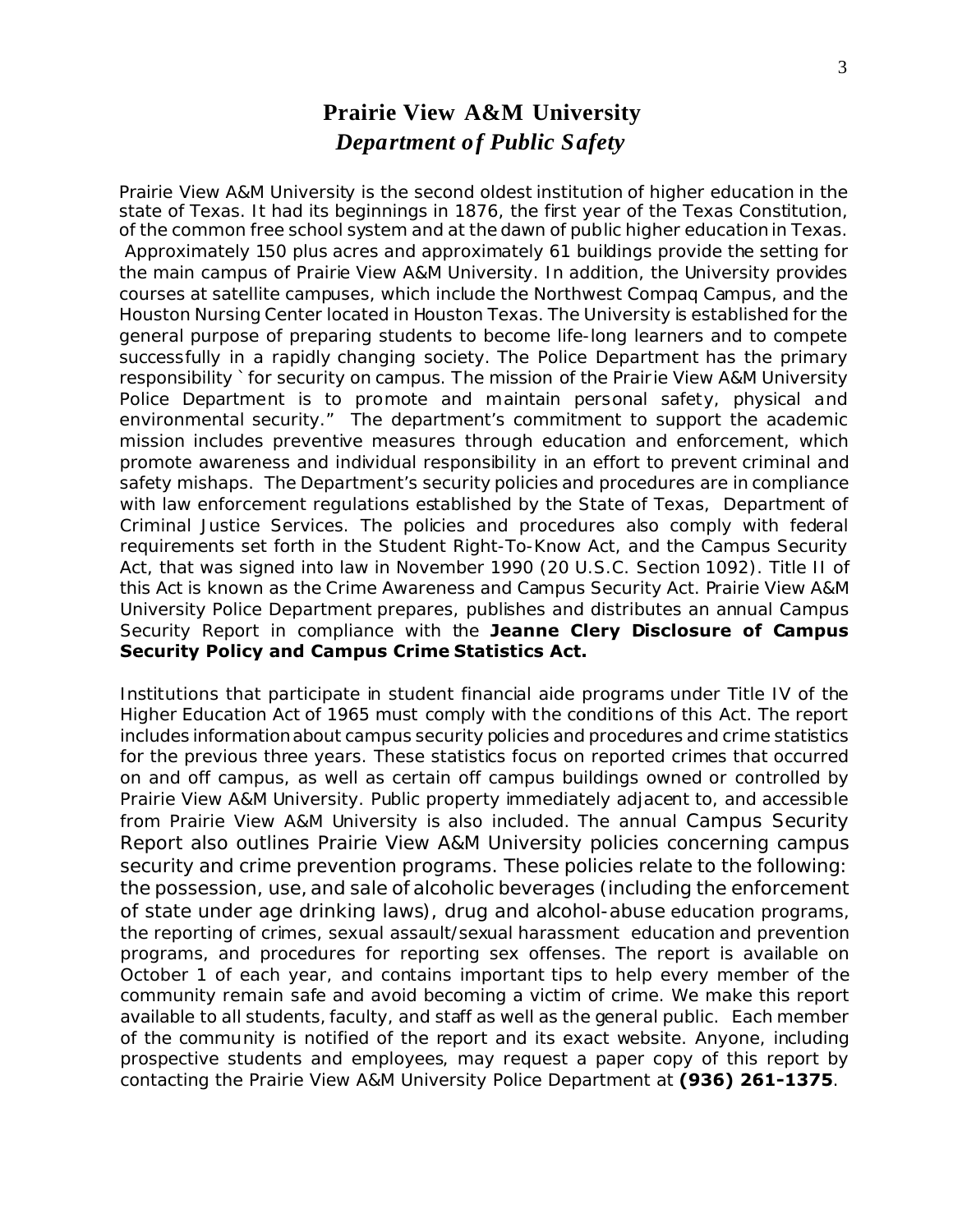# Prairie View A&M University
## *Department of Public Safety*

Prairie View A&M University is the second oldest institution of higher education in the state of Texas. It had its beginnings in 1876, the first year of the Texas Constitution, of the common free school system and at the dawn of public higher education in Texas. Approximately 150 plus acres and approximately 61 buildings provide the setting for the main campus of Prairie View A&M University. In addition, the University provides courses at satellite campuses, which include the Northwest Compaq Campus, and the Houston Nursing Center located in Houston Texas. The University is established for the general purpose of preparing students to become life-long learners and to compete successfully in a rapidly changing society. The Police Department has the primary responsibility ` for security on campus. The mission of the Prairie View A&M University Police Department is to promote and maintain personal safety, physical and environmental security." The department's commitment to support the academic mission includes preventive measures through education and enforcement, which promote awareness and individual responsibility in an effort to prevent criminal and safety mishaps. The Department's security policies and procedures are in compliance with law enforcement regulations established by the State of Texas, Department of Criminal Justice Services. The policies and procedures also comply with federal requirements set forth in the Student Right-To-Know Act, and the Campus Security Act, that was signed into law in November 1990 (20 U.S.C. Section 1092). Title II of this Act is known as the Crime Awareness and Campus Security Act. Prairie View A&M University Police Department prepares, publishes and distributes an annual Campus Security Report in compliance with the **Jeanne Clery Disclosure of Campus Security Policy and Campus Crime Statistics Act.**

Institutions that participate in student financial aide programs under Title IV of the Higher Education Act of 1965 must comply with the conditions of this Act. The report includes information about campus security policies and procedures and crime statistics for the previous three years. These statistics focus on reported crimes that occurred on and off campus, as well as certain off campus buildings owned or controlled by Prairie View A&M University. Public property immediately adjacent to, and accessible from Prairie View A&M University is also included. The annual Campus Security Report also outlines Prairie View A&M University policies concerning campus security and crime prevention programs. These policies relate to the following: the possession, use, and sale of alcoholic beverages (including the enforcement of state under age drinking laws), drug and alcohol-abuse education programs, the reporting of crimes, sexual assault/sexual harassment education and prevention programs, and procedures for reporting sex offenses. The report is available on October 1 of each year, and contains important tips to help every member of the community remain safe and avoid becoming a victim of crime. We make this report available to all students, faculty, and staff as well as the general public. Each member of the community is notified of the report and its exact website. Anyone, including prospective students and employees, may request a paper copy of this report by contacting the Prairie View A&M University Police Department at **(936) 261-1375**.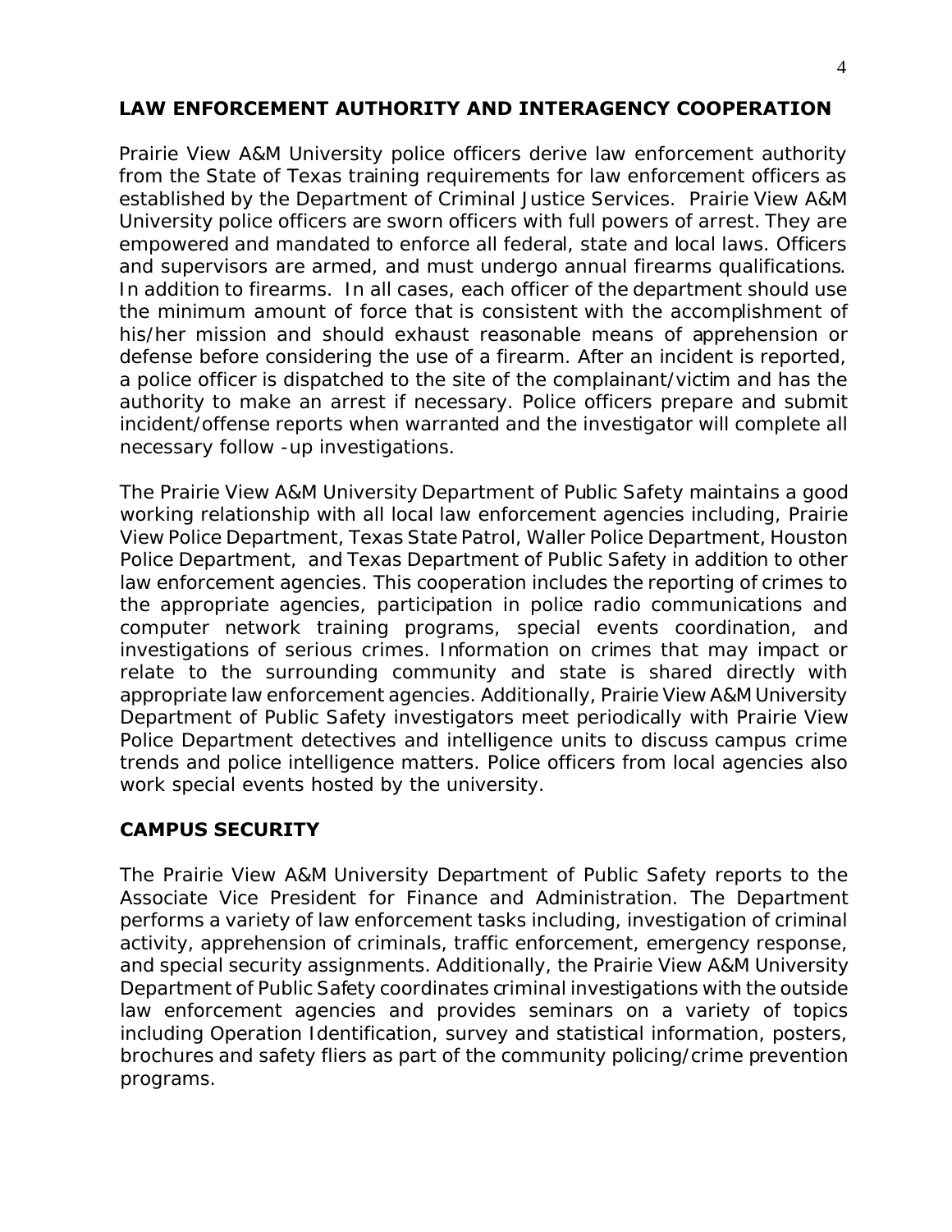## LAW ENFORCEMENT AUTHORITY AND INTERAGENCY COOPERATION

Prairie View A&M University police officers derive law enforcement authority from the State of Texas training requirements for law enforcement officers as established by the Department of Criminal Justice Services. Prairie View A&M University police officers are sworn officers with full powers of arrest. They are empowered and mandated to enforce all federal, state and local laws. Officers and supervisors are armed, and must undergo annual firearms qualifications. In addition to firearms. In all cases, each officer of the department should use the minimum amount of force that is consistent with the accomplishment of his/her mission and should exhaust reasonable means of apprehension or defense before considering the use of a firearm. After an incident is reported, a police officer is dispatched to the site of the complainant/victim and has the authority to make an arrest if necessary. Police officers prepare and submit incident/offense reports when warranted and the investigator will complete all necessary follow -up investigations.

The Prairie View A&M University Department of Public Safety maintains a good working relationship with all local law enforcement agencies including, Prairie View Police Department, Texas State Patrol, Waller Police Department, Houston Police Department, and Texas Department of Public Safety in addition to other law enforcement agencies. This cooperation includes the reporting of crimes to the appropriate agencies, participation in police radio communications and computer network training programs, special events coordination, and investigations of serious crimes. Information on crimes that may impact or relate to the surrounding community and state is shared directly with appropriate law enforcement agencies. Additionally, Prairie View A&M University Department of Public Safety investigators meet periodically with Prairie View Police Department detectives and intelligence units to discuss campus crime trends and police intelligence matters. Police officers from local agencies also work special events hosted by the university.

## CAMPUS SECURITY

The Prairie View A&M University Department of Public Safety reports to the Associate Vice President for Finance and Administration. The Department performs a variety of law enforcement tasks including, investigation of criminal activity, apprehension of criminals, traffic enforcement, emergency response, and special security assignments. Additionally, the Prairie View A&M University Department of Public Safety coordinates criminal investigations with the outside law enforcement agencies and provides seminars on a variety of topics including Operation Identification, survey and statistical information, posters, brochures and safety fliers as part of the community policing/crime prevention programs.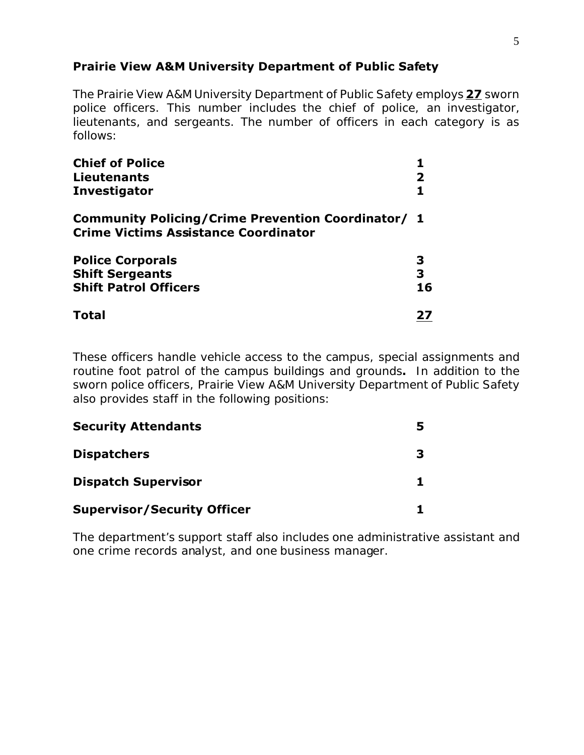## Prairie View A&M University Department of Public Safety

The Prairie View A&M University Department of Public Safety employs **<u>27</u>** sworn police officers. This number includes the chief of police, an investigator, lieutenants, and sergeants. The number of officers in each category is as follows:

| Position | Number |
|---|---|
| **Chief of Police** | **1** |
| **Lieutenants** | **2** |
| **Investigator** | **1** |
| **Community Policing/Crime Prevention Coordinator/ Crime Victims Assistance Coordinator** | **1** |
| **Police Corporals** | **3** |
| **Shift Sergeants** | **3** |
| **Shift Patrol Officers** | **16** |
| **Total** | **<u>27</u>** |

These officers handle vehicle access to the campus, special assignments and routine foot patrol of the campus buildings and grounds**.** In addition to the sworn police officers, Prairie View A&M University Department of Public Safety also provides staff in the following positions:

| Position | Number |
|---|---|
| **Security Attendants** | **5** |
| **Dispatchers** | **3** |
| **Dispatch Supervisor** | **1** |
| **Supervisor/Security Officer** | **1** |

The department's support staff also includes one administrative assistant and one crime records analyst, and one business manager.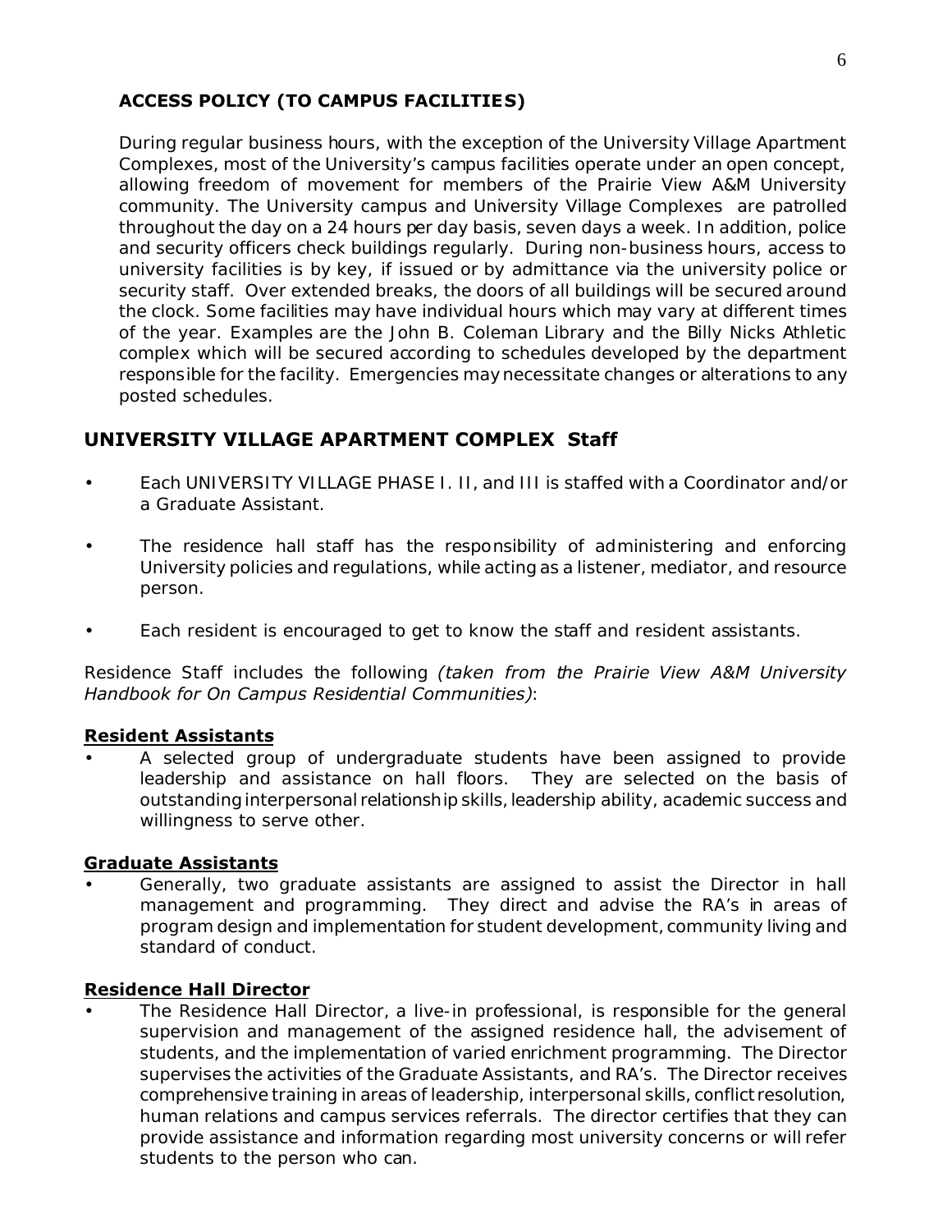### ACCESS POLICY (TO CAMPUS FACILITIES)

During regular business hours, with the exception of the University Village Apartment Complexes, most of the University's campus facilities operate under an open concept, allowing freedom of movement for members of the Prairie View A&M University community. The University campus and University Village Complexes are patrolled throughout the day on a 24 hours per day basis, seven days a week. In addition, police and security officers check buildings regularly. During non-business hours, access to university facilities is by key, if issued or by admittance via the university police or security staff. Over extended breaks, the doors of all buildings will be secured around the clock. Some facilities may have individual hours which may vary at different times of the year. Examples are the John B. Coleman Library and the Billy Nicks Athletic complex which will be secured according to schedules developed by the department responsible for the facility. Emergencies may necessitate changes or alterations to any posted schedules.

## UNIVERSITY VILLAGE APARTMENT COMPLEX Staff

- Each UNIVERSITY VILLAGE PHASE I. II, and III is staffed with a Coordinator and/or a Graduate Assistant.
- The residence hall staff has the responsibility of administering and enforcing University policies and regulations, while acting as a listener, mediator, and resource person.
- Each resident is encouraged to get to know the staff and resident assistants.

Residence Staff includes the following *(taken from the Prairie View A&M University Handbook for On Campus Residential Communities)*:

**Resident Assistants**

- A selected group of undergraduate students have been assigned to provide leadership and assistance on hall floors. They are selected on the basis of outstanding interpersonal relationship skills, leadership ability, academic success and willingness to serve other.

**Graduate Assistants**

- Generally, two graduate assistants are assigned to assist the Director in hall management and programming. They direct and advise the RA's in areas of program design and implementation for student development, community living and standard of conduct.

**Residence Hall Director**

- The Residence Hall Director, a live-in professional, is responsible for the general supervision and management of the assigned residence hall, the advisement of students, and the implementation of varied enrichment programming. The Director supervises the activities of the Graduate Assistants, and RA's. The Director receives comprehensive training in areas of leadership, interpersonal skills, conflict resolution, human relations and campus services referrals. The director certifies that they can provide assistance and information regarding most university concerns or will refer students to the person who can.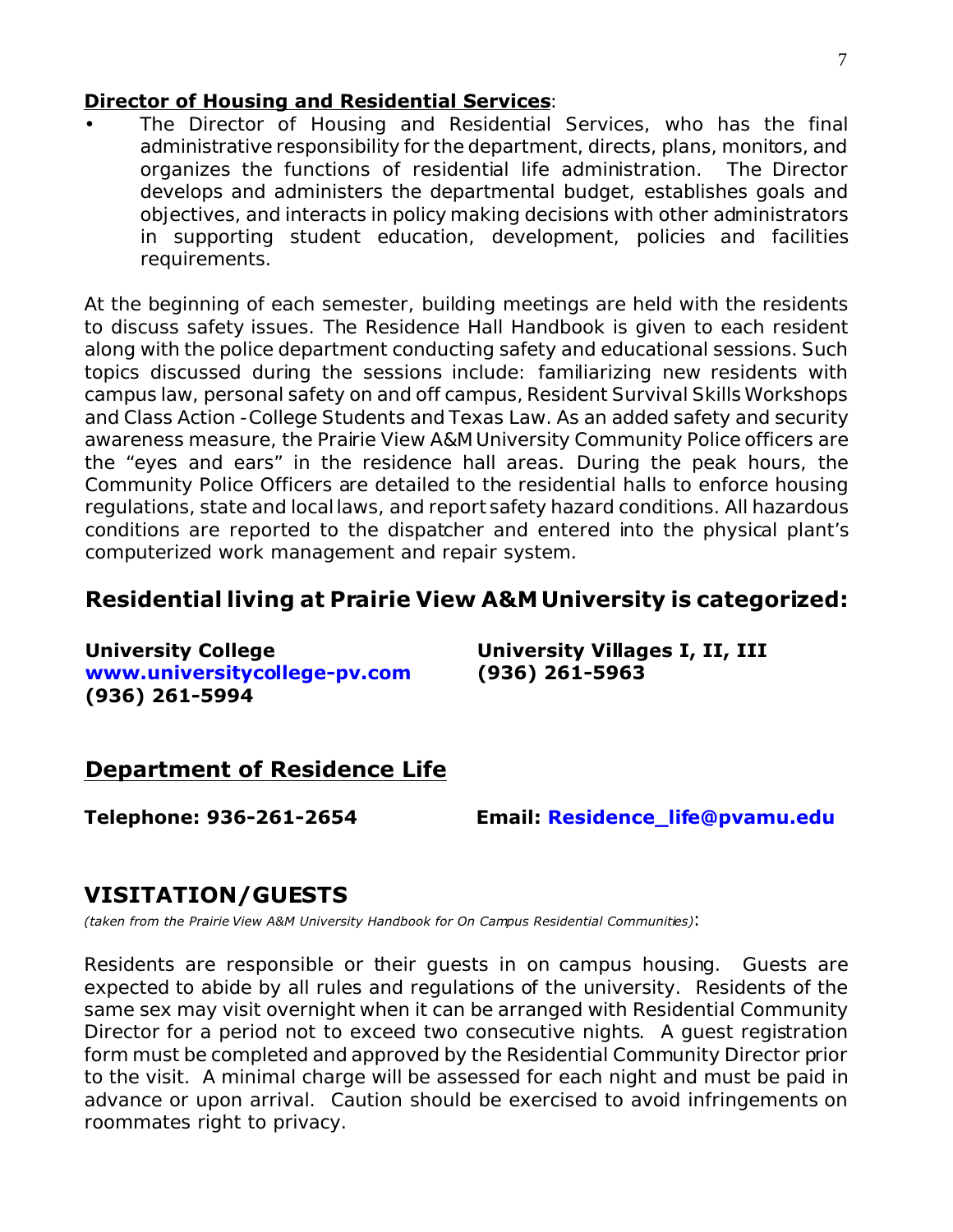**Director of Housing and Residential Services**:

- The Director of Housing and Residential Services, who has the final administrative responsibility for the department, directs, plans, monitors, and organizes the functions of residential life administration. The Director develops and administers the departmental budget, establishes goals and objectives, and interacts in policy making decisions with other administrators in supporting student education, development, policies and facilities requirements.

At the beginning of each semester, building meetings are held with the residents to discuss safety issues. The Residence Hall Handbook is given to each resident along with the police department conducting safety and educational sessions. Such topics discussed during the sessions include: familiarizing new residents with campus law, personal safety on and off campus, Resident Survival Skills Workshops and Class Action -College Students and Texas Law. As an added safety and security awareness measure, the Prairie View A&M University Community Police officers are the "eyes and ears" in the residence hall areas. During the peak hours, the Community Police Officers are detailed to the residential halls to enforce housing regulations, state and local laws, and report safety hazard conditions. All hazardous conditions are reported to the dispatcher and entered into the physical plant's computerized work management and repair system.

## Residential living at Prairie View A&M University is categorized:

**University College**
**www.universitycollege-pv.com**
**(936) 261-5994**

**University Villages I, II, III**
**(936) 261-5963**

## Department of Residence Life

**Telephone: 936-261-2654**

**Email: Residence_life@pvamu.edu**

## VISITATION/GUESTS

*(taken from the Prairie View A&M University Handbook for On Campus Residential Communities)*:

Residents are responsible or their guests in on campus housing. Guests are expected to abide by all rules and regulations of the university. Residents of the same sex may visit overnight when it can be arranged with Residential Community Director for a period not to exceed two consecutive nights. A guest registration form must be completed and approved by the Residential Community Director prior to the visit. A minimal charge will be assessed for each night and must be paid in advance or upon arrival. Caution should be exercised to avoid infringements on roommates right to privacy.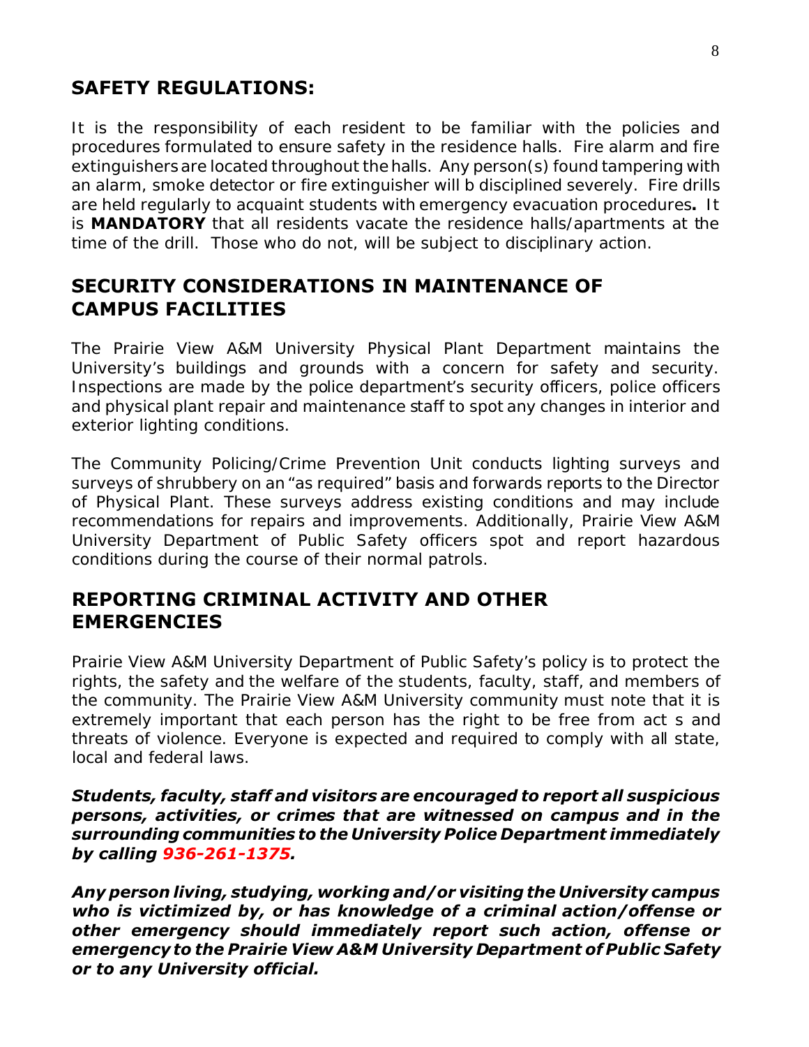## SAFETY REGULATIONS:

It is the responsibility of each resident to be familiar with the policies and procedures formulated to ensure safety in the residence halls. Fire alarm and fire extinguishers are located throughout the halls. Any person(s) found tampering with an alarm, smoke detector or fire extinguisher will b disciplined severely. Fire drills are held regularly to acquaint students with emergency evacuation procedures**.** It is **MANDATORY** that all residents vacate the residence halls/apartments at the time of the drill. Those who do not, will be subject to disciplinary action.

## SECURITY CONSIDERATIONS IN MAINTENANCE OF CAMPUS FACILITIES

The Prairie View A&M University Physical Plant Department maintains the University's buildings and grounds with a concern for safety and security. Inspections are made by the police department's security officers, police officers and physical plant repair and maintenance staff to spot any changes in interior and exterior lighting conditions.

The Community Policing/Crime Prevention Unit conducts lighting surveys and surveys of shrubbery on an "as required" basis and forwards reports to the Director of Physical Plant. These surveys address existing conditions and may include recommendations for repairs and improvements. Additionally, Prairie View A&M University Department of Public Safety officers spot and report hazardous conditions during the course of their normal patrols.

## REPORTING CRIMINAL ACTIVITY AND OTHER EMERGENCIES

Prairie View A&M University Department of Public Safety's policy is to protect the rights, the safety and the welfare of the students, faculty, staff, and members of the community. The Prairie View A&M University community must note that it is extremely important that each person has the right to be free from act s and threats of violence. Everyone is expected and required to comply with all state, local and federal laws.

***Students, faculty, staff and visitors are encouraged to report all suspicious persons, activities, or crimes that are witnessed on campus and in the surrounding communities to the University Police Department immediately by calling 936-261-1375.***

***Any person living, studying, working and/or visiting the University campus who is victimized by, or has knowledge of a criminal action/offense or other emergency should immediately report such action, offense or emergency to the Prairie View A&M University Department of Public Safety or to any University official.***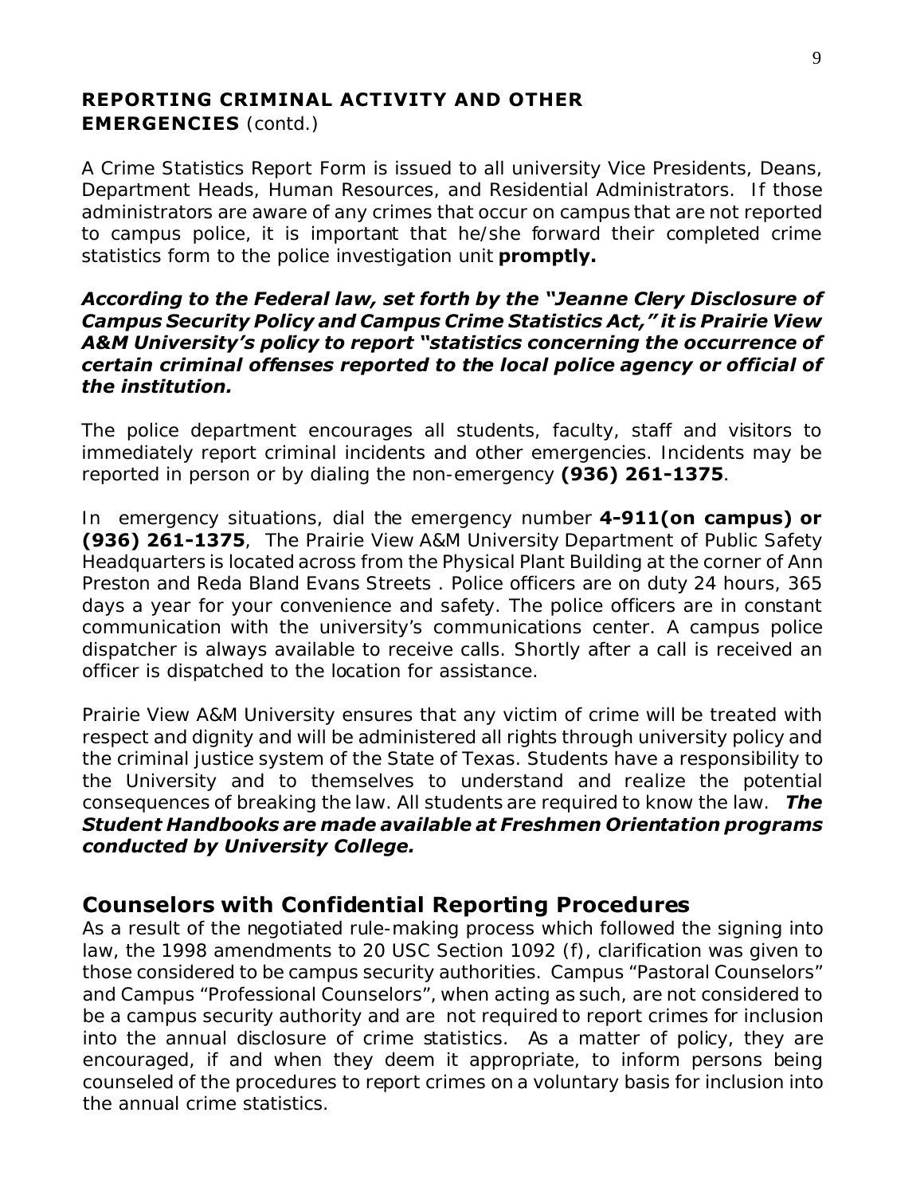**REPORTING CRIMINAL ACTIVITY AND OTHER EMERGENCIES** (contd.)

A Crime Statistics Report Form is issued to all university Vice Presidents, Deans, Department Heads, Human Resources, and Residential Administrators. If those administrators are aware of any crimes that occur on campus that are not reported to campus police, it is important that he/she forward their completed crime statistics form to the police investigation unit **promptly.**

***According to the Federal law, set forth by the "Jeanne Clery Disclosure of Campus Security Policy and Campus Crime Statistics Act," it is Prairie View A&M University's policy to report "statistics concerning the occurrence of certain criminal offenses reported to the local police agency or official of the institution.***

The police department encourages all students, faculty, staff and visitors to immediately report criminal incidents and other emergencies. Incidents may be reported in person or by dialing the non-emergency **(936) 261-1375**.

In emergency situations, dial the emergency number **4-911(on campus) or (936) 261-1375**, The Prairie View A&M University Department of Public Safety Headquarters is located across from the Physical Plant Building at the corner of Ann Preston and Reda Bland Evans Streets . Police officers are on duty 24 hours, 365 days a year for your convenience and safety. The police officers are in constant communication with the university's communications center. A campus police dispatcher is always available to receive calls. Shortly after a call is received an officer is dispatched to the location for assistance.

Prairie View A&M University ensures that any victim of crime will be treated with respect and dignity and will be administered all rights through university policy and the criminal justice system of the State of Texas. Students have a responsibility to the University and to themselves to understand and realize the potential consequences of breaking the law. All students are required to know the law. ***The Student Handbooks are made available at Freshmen Orientation programs conducted by University College.***

## Counselors with Confidential Reporting Procedures

As a result of the negotiated rule-making process which followed the signing into law, the 1998 amendments to 20 USC Section 1092 (f), clarification was given to those considered to be campus security authorities. Campus "Pastoral Counselors" and Campus "Professional Counselors", when acting as such, are not considered to be a campus security authority and are not required to report crimes for inclusion into the annual disclosure of crime statistics. As a matter of policy, they are encouraged, if and when they deem it appropriate, to inform persons being counseled of the procedures to report crimes on a voluntary basis for inclusion into the annual crime statistics.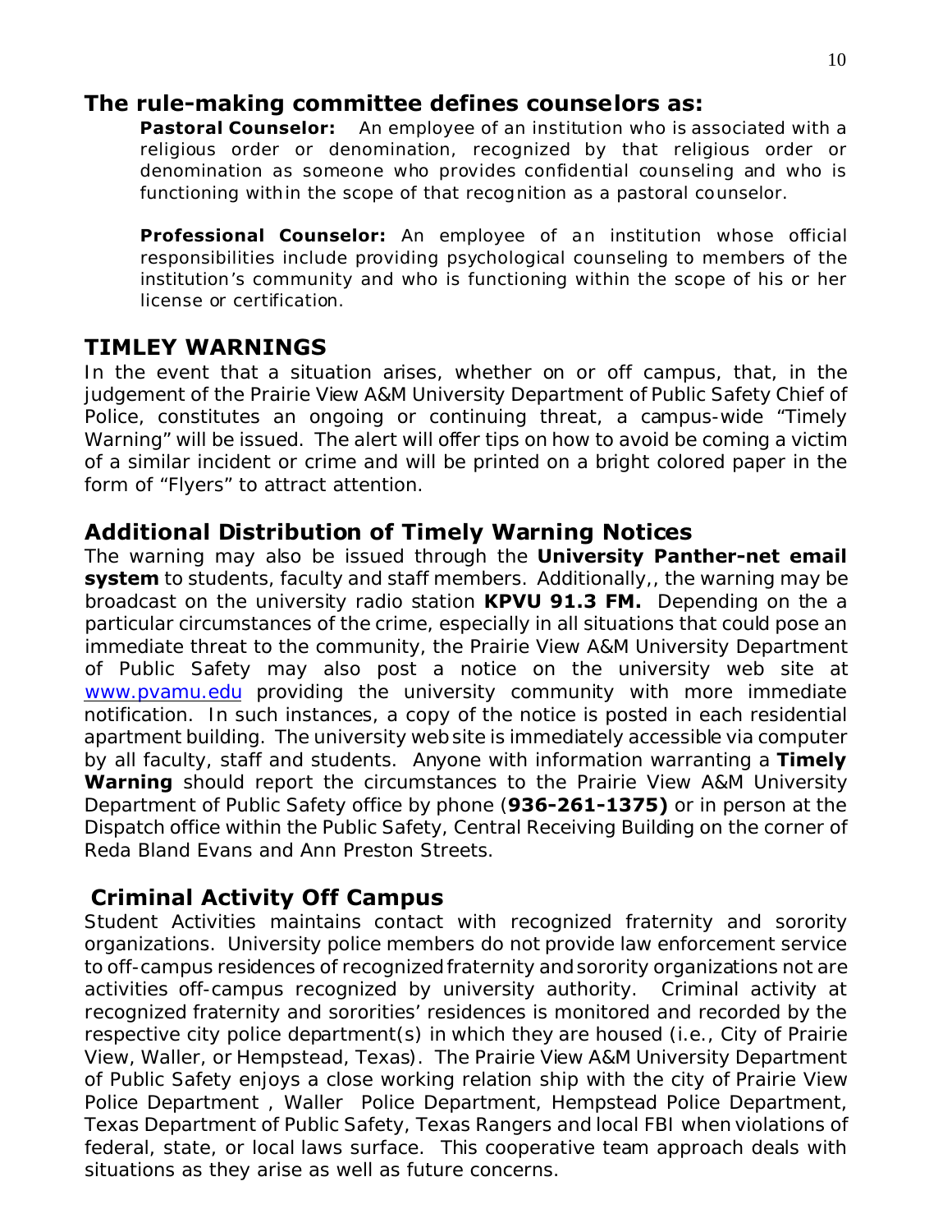## The rule-making committee defines counselors as:

**Pastoral Counselor:** An employee of an institution who is associated with a religious order or denomination, recognized by that religious order or denomination as someone who provides confidential counseling and who is functioning within the scope of that recognition as a pastoral counselor.

**Professional Counselor:** An employee of an institution whose official responsibilities include providing psychological counseling to members of the institution's community and who is functioning within the scope of his or her license or certification.

## TIMLEY WARNINGS

In the event that a situation arises, whether on or off campus, that, in the judgement of the Prairie View A&M University Department of Public Safety Chief of Police, constitutes an ongoing or continuing threat, a campus-wide "Timely Warning" will be issued. The alert will offer tips on how to avoid be coming a victim of a similar incident or crime and will be printed on a bright colored paper in the form of "Flyers" to attract attention.

## Additional Distribution of Timely Warning Notices

The warning may also be issued through the **University Panther-net email system** to students, faculty and staff members. Additionally,, the warning may be broadcast on the university radio station **KPVU 91.3 FM.** Depending on the a particular circumstances of the crime, especially in all situations that could pose an immediate threat to the community, the Prairie View A&M University Department of Public Safety may also post a notice on the university web site at www.pvamu.edu providing the university community with more immediate notification. In such instances, a copy of the notice is posted in each residential apartment building. The university web site is immediately accessible via computer by all faculty, staff and students. Anyone with information warranting a **Timely Warning** should report the circumstances to the Prairie View A&M University Department of Public Safety office by phone (**936-261-1375)** or in person at the Dispatch office within the Public Safety, Central Receiving Building on the corner of Reda Bland Evans and Ann Preston Streets.

## Criminal Activity Off Campus

Student Activities maintains contact with recognized fraternity and sorority organizations. University police members do not provide law enforcement service to off-campus residences of recognized fraternity and sorority organizations not are activities off-campus recognized by university authority. Criminal activity at recognized fraternity and sororities' residences is monitored and recorded by the respective city police department(s) in which they are housed (i.e., City of Prairie View, Waller, or Hempstead, Texas). The Prairie View A&M University Department of Public Safety enjoys a close working relation ship with the city of Prairie View Police Department , Waller Police Department, Hempstead Police Department, Texas Department of Public Safety, Texas Rangers and local FBI when violations of federal, state, or local laws surface. This cooperative team approach deals with situations as they arise as well as future concerns.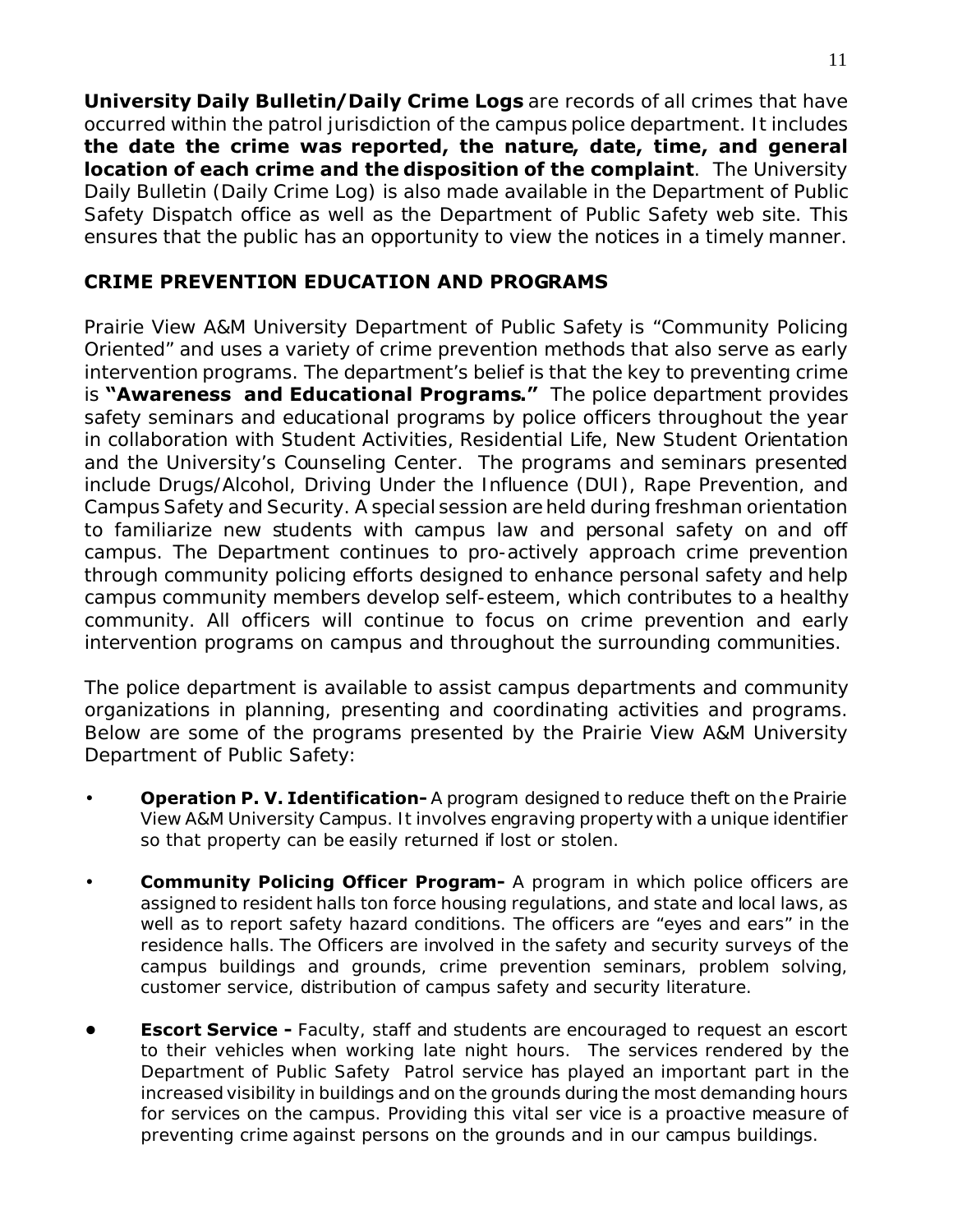**University Daily Bulletin/Daily Crime Logs** are records of all crimes that have occurred within the patrol jurisdiction of the campus police department. It includes **the date the crime was reported, the nature, date, time, and general location of each crime and the disposition of the complaint**. The University Daily Bulletin (Daily Crime Log) is also made available in the Department of Public Safety Dispatch office as well as the Department of Public Safety web site. This ensures that the public has an opportunity to view the notices in a timely manner.

## CRIME PREVENTION EDUCATION AND PROGRAMS

Prairie View A&M University Department of Public Safety is "Community Policing Oriented" and uses a variety of crime prevention methods that also serve as early intervention programs. The department's belief is that the key to preventing crime is **"Awareness and Educational Programs."** The police department provides safety seminars and educational programs by police officers throughout the year in collaboration with Student Activities, Residential Life, New Student Orientation and the University's Counseling Center. The programs and seminars presented include Drugs/Alcohol, Driving Under the Influence (DUI), Rape Prevention, and Campus Safety and Security. A special session are held during freshman orientation to familiarize new students with campus law and personal safety on and off campus. The Department continues to pro-actively approach crime prevention through community policing efforts designed to enhance personal safety and help campus community members develop self-esteem, which contributes to a healthy community. All officers will continue to focus on crime prevention and early intervention programs on campus and throughout the surrounding communities.

The police department is available to assist campus departments and community organizations in planning, presenting and coordinating activities and programs. Below are some of the programs presented by the Prairie View A&M University Department of Public Safety:

- **Operation P. V. Identification-** A program designed to reduce theft on the Prairie View A&M University Campus. It involves engraving property with a unique identifier so that property can be easily returned if lost or stolen.

- **Community Policing Officer Program-** A program in which police officers are assigned to resident halls ton force housing regulations, and state and local laws, as well as to report safety hazard conditions. The officers are "eyes and ears" in the residence halls. The Officers are involved in the safety and security surveys of the campus buildings and grounds, crime prevention seminars, problem solving, customer service, distribution of campus safety and security literature.

- **Escort Service -** Faculty, staff and students are encouraged to request an escort to their vehicles when working late night hours. The services rendered by the Department of Public Safety Patrol service has played an important part in the increased visibility in buildings and on the grounds during the most demanding hours for services on the campus. Providing this vital ser vice is a proactive measure of preventing crime against persons on the grounds and in our campus buildings.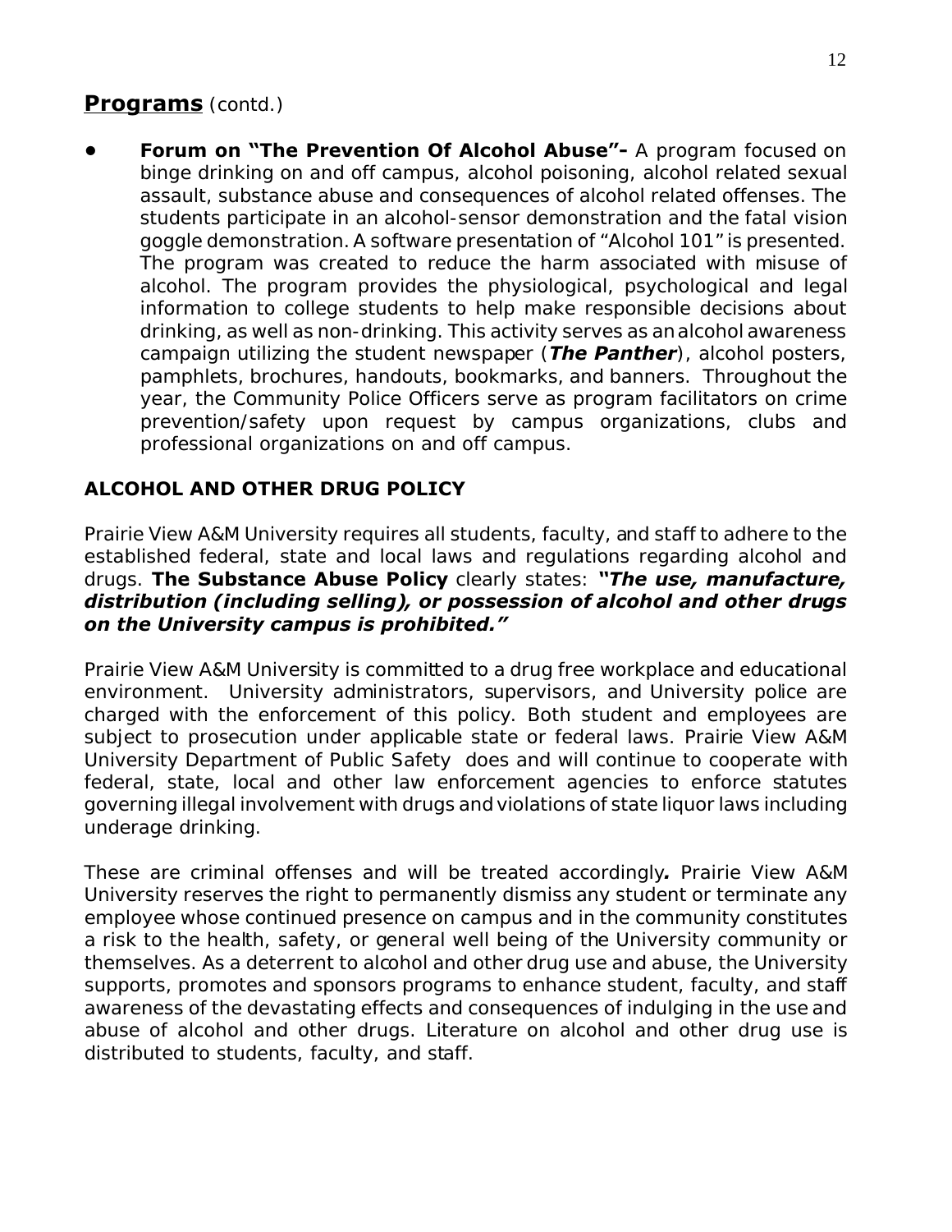## **Programs** (contd.)

- **Forum on "The Prevention Of Alcohol Abuse"-** A program focused on binge drinking on and off campus, alcohol poisoning, alcohol related sexual assault, substance abuse and consequences of alcohol related offenses. The students participate in an alcohol-sensor demonstration and the fatal vision goggle demonstration. A software presentation of "Alcohol 101" is presented. The program was created to reduce the harm associated with misuse of alcohol. The program provides the physiological, psychological and legal information to college students to help make responsible decisions about drinking, as well as non-drinking. This activity serves as an alcohol awareness campaign utilizing the student newspaper (***The Panther***), alcohol posters, pamphlets, brochures, handouts, bookmarks, and banners. Throughout the year, the Community Police Officers serve as program facilitators on crime prevention/safety upon request by campus organizations, clubs and professional organizations on and off campus.

### **ALCOHOL AND OTHER DRUG POLICY**

Prairie View A&M University requires all students, faculty, and staff to adhere to the established federal, state and local laws and regulations regarding alcohol and drugs. **The Substance Abuse Policy** clearly states: ***"The use, manufacture, distribution (including selling), or possession of alcohol and other drugs on the University campus is prohibited."***

Prairie View A&M University is committed to a drug free workplace and educational environment. University administrators, supervisors, and University police are charged with the enforcement of this policy. Both student and employees are subject to prosecution under applicable state or federal laws. Prairie View A&M University Department of Public Safety does and will continue to cooperate with federal, state, local and other law enforcement agencies to enforce statutes governing illegal involvement with drugs and violations of state liquor laws including underage drinking.

These are criminal offenses and will be treated accordingly. Prairie View A&M University reserves the right to permanently dismiss any student or terminate any employee whose continued presence on campus and in the community constitutes a risk to the health, safety, or general well being of the University community or themselves. As a deterrent to alcohol and other drug use and abuse, the University supports, promotes and sponsors programs to enhance student, faculty, and staff awareness of the devastating effects and consequences of indulging in the use and abuse of alcohol and other drugs. Literature on alcohol and other drug use is distributed to students, faculty, and staff.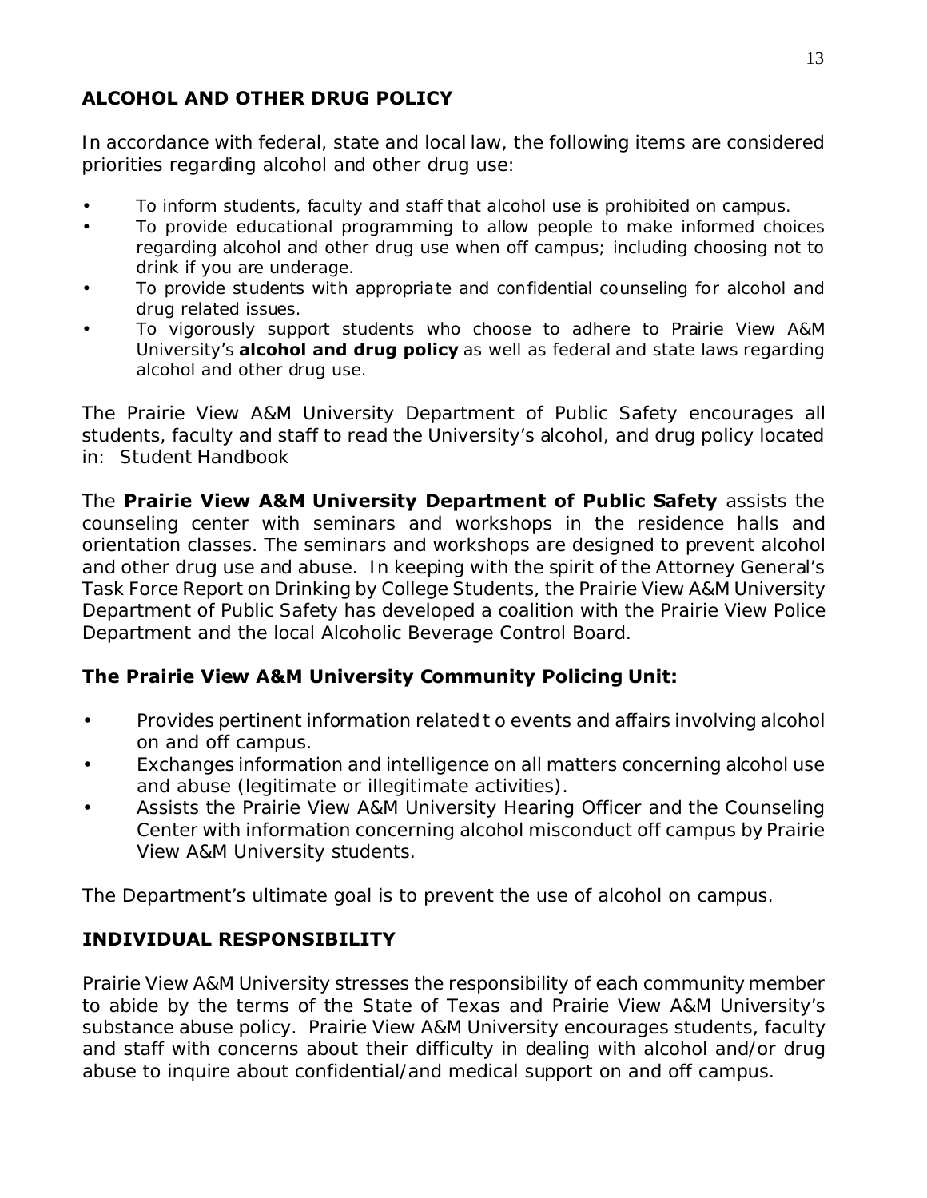## ALCOHOL AND OTHER DRUG POLICY

In accordance with federal, state and local law, the following items are considered priorities regarding alcohol and other drug use:

- To inform students, faculty and staff that alcohol use is prohibited on campus.
- To provide educational programming to allow people to make informed choices regarding alcohol and other drug use when off campus; including choosing not to drink if you are underage.
- To provide students with appropriate and confidential counseling for alcohol and drug related issues.
- To vigorously support students who choose to adhere to Prairie View A&M University's **alcohol and drug policy** as well as federal and state laws regarding alcohol and other drug use.

The Prairie View A&M University Department of Public Safety encourages all students, faculty and staff to read the University's alcohol, and drug policy located in: Student Handbook

The **Prairie View A&M University Department of Public Safety** assists the counseling center with seminars and workshops in the residence halls and orientation classes. The seminars and workshops are designed to prevent alcohol and other drug use and abuse. In keeping with the spirit of the Attorney General's Task Force Report on Drinking by College Students, the Prairie View A&M University Department of Public Safety has developed a coalition with the Prairie View Police Department and the local Alcoholic Beverage Control Board.

### The Prairie View A&M University Community Policing Unit:

- Provides pertinent information related t o events and affairs involving alcohol on and off campus.
- Exchanges information and intelligence on all matters concerning alcohol use and abuse (legitimate or illegitimate activities).
- Assists the Prairie View A&M University Hearing Officer and the Counseling Center with information concerning alcohol misconduct off campus by Prairie View A&M University students.

The Department's ultimate goal is to prevent the use of alcohol on campus.

## INDIVIDUAL RESPONSIBILITY

Prairie View A&M University stresses the responsibility of each community member to abide by the terms of the State of Texas and Prairie View A&M University's substance abuse policy. Prairie View A&M University encourages students, faculty and staff with concerns about their difficulty in dealing with alcohol and/or drug abuse to inquire about confidential/and medical support on and off campus.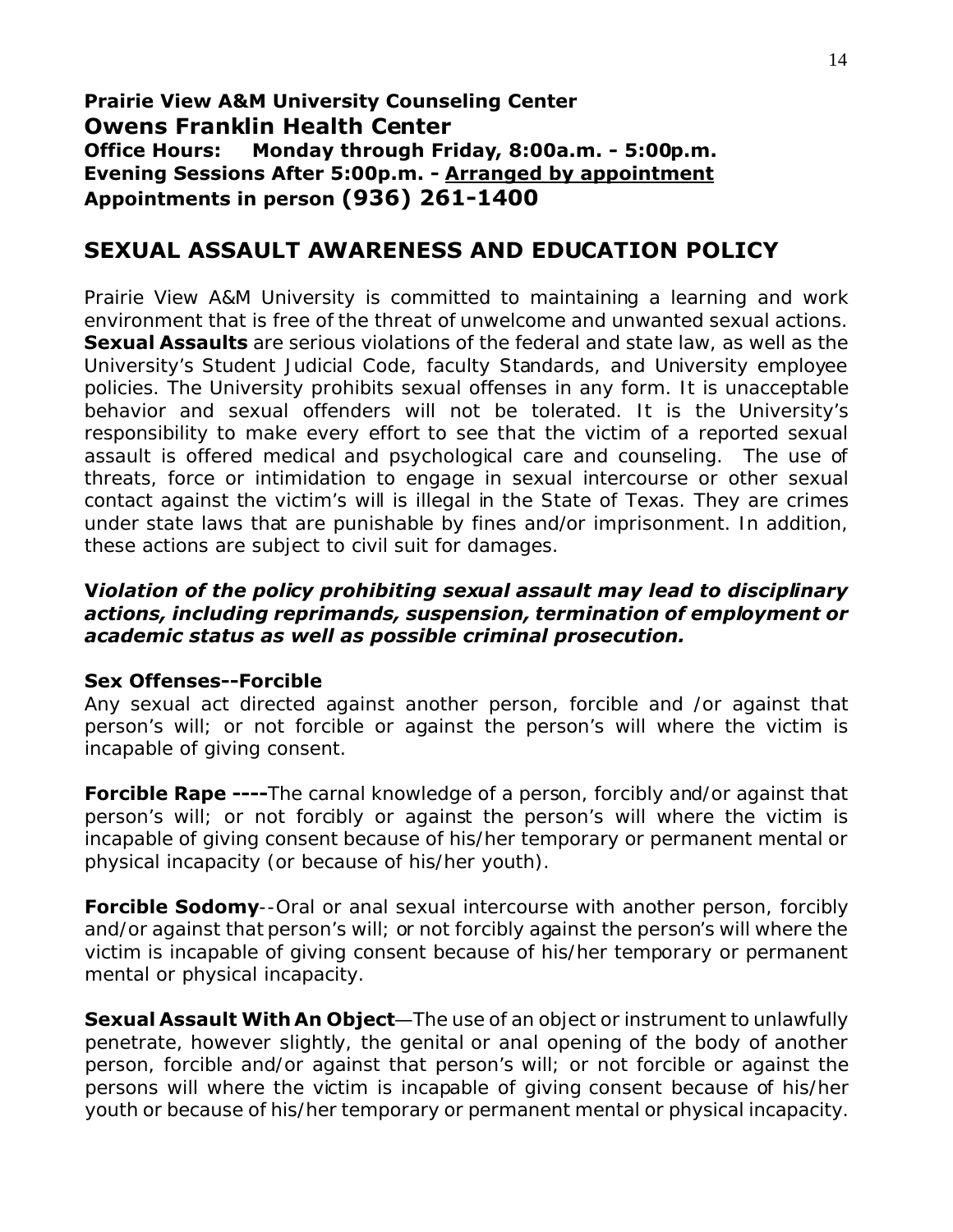**Prairie View A&M University Counseling Center**
**Owens Franklin Health Center**
**Office Hours: Monday through Friday, 8:00a.m. - 5:00p.m.**
**Evening Sessions After 5:00p.m. - Arranged by appointment**
**Appointments in person (936) 261-1400**

## SEXUAL ASSAULT AWARENESS AND EDUCATION POLICY

Prairie View A&M University is committed to maintaining a learning and work environment that is free of the threat of unwelcome and unwanted sexual actions. **Sexual Assaults** are serious violations of the federal and state law, as well as the University's Student Judicial Code, faculty Standards, and University employee policies. The University prohibits sexual offenses in any form. It is unacceptable behavior and sexual offenders will not be tolerated. It is the University's responsibility to make every effort to see that the victim of a reported sexual assault is offered medical and psychological care and counseling. The use of threats, force or intimidation to engage in sexual intercourse or other sexual contact against the victim's will is illegal in the State of Texas. They are crimes under state laws that are punishable by fines and/or imprisonment. In addition, these actions are subject to civil suit for damages.

***Violation of the policy prohibiting sexual assault may lead to disciplinary actions, including reprimands, suspension, termination of employment or academic status as well as possible criminal prosecution.***

**Sex Offenses--Forcible**
Any sexual act directed against another person, forcible and /or against that person's will; or not forcible or against the person's will where the victim is incapable of giving consent.

**Forcible Rape ----**The carnal knowledge of a person, forcibly and/or against that person's will; or not forcibly or against the person's will where the victim is incapable of giving consent because of his/her temporary or permanent mental or physical incapacity (or because of his/her youth).

**Forcible Sodomy**--Oral or anal sexual intercourse with another person, forcibly and/or against that person's will; or not forcibly against the person's will where the victim is incapable of giving consent because of his/her temporary or permanent mental or physical incapacity.

**Sexual Assault With An Object**—The use of an object or instrument to unlawfully penetrate, however slightly, the genital or anal opening of the body of another person, forcible and/or against that person's will; or not forcible or against the persons will where the victim is incapable of giving consent because of his/her youth or because of his/her temporary or permanent mental or physical incapacity.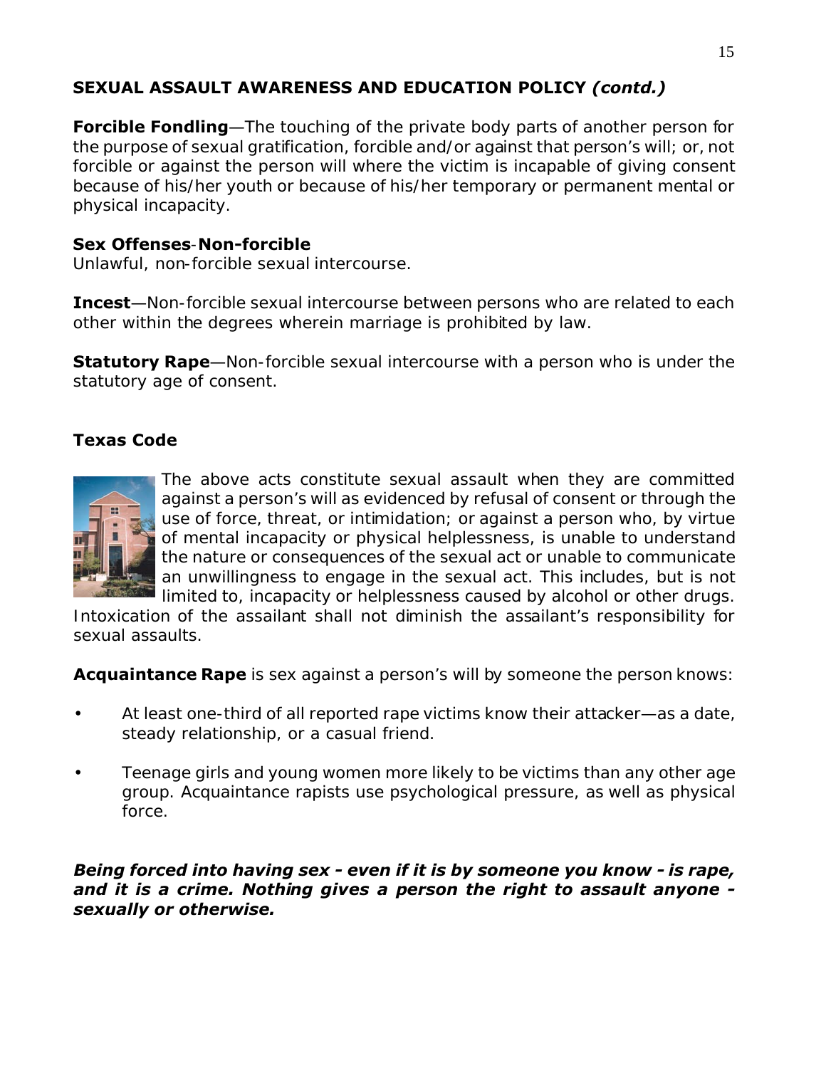## SEXUAL ASSAULT AWARENESS AND EDUCATION POLICY *(contd.)*

**Forcible Fondling**—The touching of the private body parts of another person for the purpose of sexual gratification, forcible and/or against that person's will; or, not forcible or against the person will where the victim is incapable of giving consent because of his/her youth or because of his/her temporary or permanent mental or physical incapacity.

**Sex Offenses-Non-forcible**
Unlawful, non-forcible sexual intercourse.

**Incest**—Non-forcible sexual intercourse between persons who are related to each other within the degrees wherein marriage is prohibited by law.

**Statutory Rape**—Non-forcible sexual intercourse with a person who is under the statutory age of consent.

### Texas Code

The above acts constitute sexual assault when they are committed against a person's will as evidenced by refusal of consent or through the use of force, threat, or intimidation; or against a person who, by virtue of mental incapacity or physical helplessness, is unable to understand the nature or consequences of the sexual act or unable to communicate an unwillingness to engage in the sexual act. This includes, but is not limited to, incapacity or helplessness caused by alcohol or other drugs. Intoxication of the assailant shall not diminish the assailant's responsibility for sexual assaults.

**Acquaintance Rape** is sex against a person's will by someone the person knows:

- At least one-third of all reported rape victims know their attacker—as a date, steady relationship, or a casual friend.
- Teenage girls and young women more likely to be victims than any other age group. Acquaintance rapists use psychological pressure, as well as physical force.

***Being forced into having sex - even if it is by someone you know - is rape, and it is a crime. Nothing gives a person the right to assault anyone - sexually or otherwise.***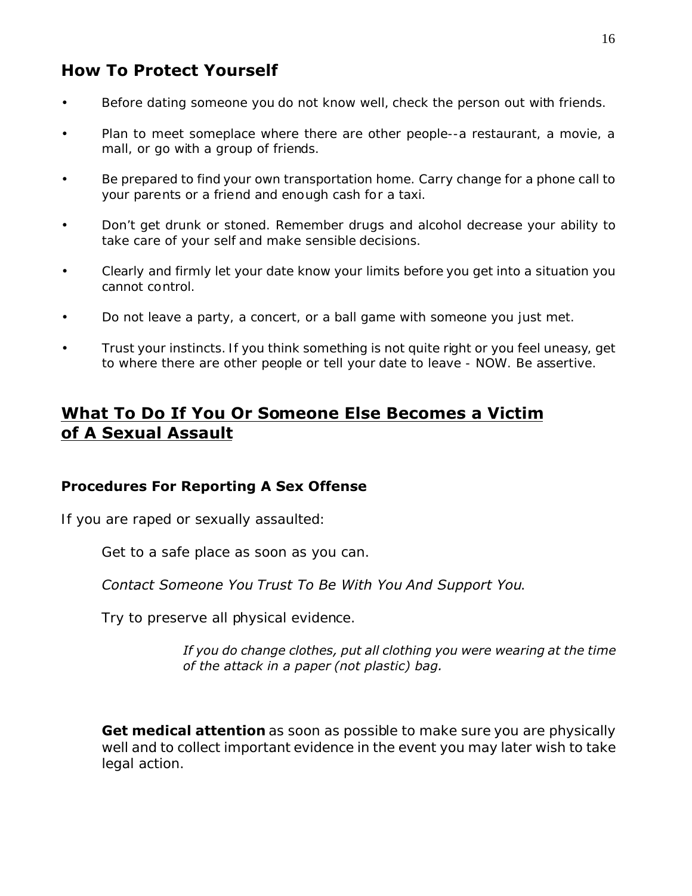## How To Protect Yourself

- Before dating someone you do not know well, check the person out with friends.
- Plan to meet someplace where there are other people--a restaurant, a movie, a mall, or go with a group of friends.
- Be prepared to find your own transportation home. Carry change for a phone call to your parents or a friend and enough cash for a taxi.
- Don't get drunk or stoned. Remember drugs and alcohol decrease your ability to take care of your self and make sensible decisions.
- Clearly and firmly let your date know your limits before you get into a situation you cannot control.
- Do not leave a party, a concert, or a ball game with someone you just met.
- Trust your instincts. If you think something is not quite right or you feel uneasy, get to where there are other people or tell your date to leave - NOW. Be assertive.

## What To Do If You Or Someone Else Becomes a Victim of A Sexual Assault

### Procedures For Reporting A Sex Offense

If you are raped or sexually assaulted:

Get to a safe place as soon as you can.

*Contact Someone You Trust To Be With You And Support You.*

Try to preserve all physical evidence.

*If you do change clothes, put all clothing you were wearing at the time of the attack in a paper (not plastic) bag.*

**Get medical attention** as soon as possible to make sure you are physically well and to collect important evidence in the event you may later wish to take legal action.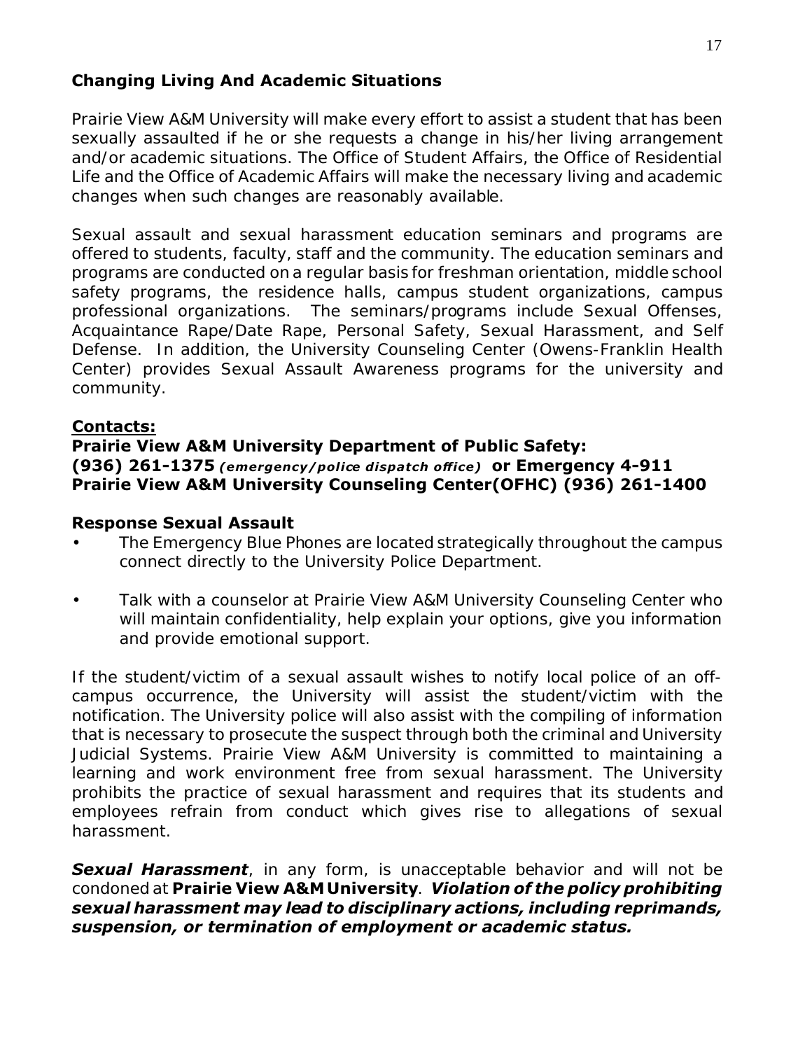### Changing Living And Academic Situations

Prairie View A&M University will make every effort to assist a student that has been sexually assaulted if he or she requests a change in his/her living arrangement and/or academic situations. The Office of Student Affairs, the Office of Residential Life and the Office of Academic Affairs will make the necessary living and academic changes when such changes are reasonably available.

Sexual assault and sexual harassment education seminars and programs are offered to students, faculty, staff and the community. The education seminars and programs are conducted on a regular basis for freshman orientation, middle school safety programs, the residence halls, campus student organizations, campus professional organizations. The seminars/programs include Sexual Offenses, Acquaintance Rape/Date Rape, Personal Safety, Sexual Harassment, and Self Defense. In addition, the University Counseling Center (Owens-Franklin Health Center) provides Sexual Assault Awareness programs for the university and community.

**<u>Contacts:</u>**
**Prairie View A&M University Department of Public Safety:**
**(936) 261-1375** ***(emergency/police dispatch office)*** **or Emergency 4-911**
**Prairie View A&M University Counseling Center(OFHC) (936) 261-1400**

### Response Sexual Assault

- The Emergency Blue Phones are located strategically throughout the campus connect directly to the University Police Department.
- Talk with a counselor at Prairie View A&M University Counseling Center who will maintain confidentiality, help explain your options, give you information and provide emotional support.

If the student/victim of a sexual assault wishes to notify local police of an off-campus occurrence, the University will assist the student/victim with the notification. The University police will also assist with the compiling of information that is necessary to prosecute the suspect through both the criminal and University Judicial Systems. Prairie View A&M University is committed to maintaining a learning and work environment free from sexual harassment. The University prohibits the practice of sexual harassment and requires that its students and employees refrain from conduct which gives rise to allegations of sexual harassment.

***Sexual Harassment***, in any form, is unacceptable behavior and will not be condoned at **Prairie View A&M University**. ***Violation of the policy prohibiting sexual harassment may lead to disciplinary actions, including reprimands, suspension, or termination of employment or academic status.***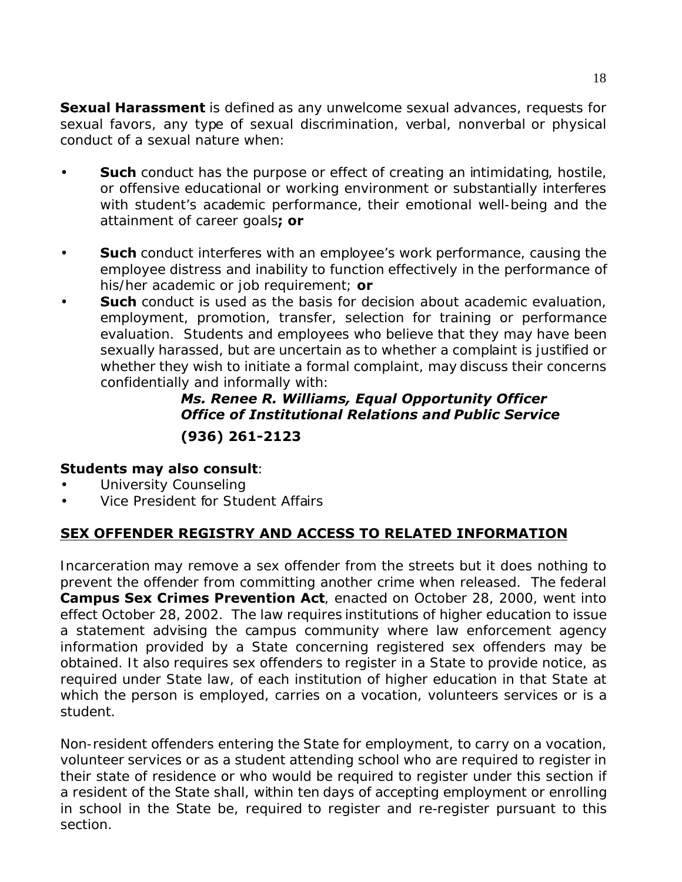**Sexual Harassment** is defined as any unwelcome sexual advances, requests for sexual favors, any type of sexual discrimination, verbal, nonverbal or physical conduct of a sexual nature when:

- **Such** conduct has the purpose or effect of creating an intimidating, hostile, or offensive educational or working environment or substantially interferes with student's academic performance, their emotional well-being and the attainment of career goals**; or**
- **Such** conduct interferes with an employee's work performance, causing the employee distress and inability to function effectively in the performance of his/her academic or job requirement; **or**
- **Such** conduct is used as the basis for decision about academic evaluation, employment, promotion, transfer, selection for training or performance evaluation. Students and employees who believe that they may have been sexually harassed, but are uncertain as to whether a complaint is justified or whether they wish to initiate a formal complaint, may discuss their concerns confidentially and informally with:

  ***Ms. Renee R. Williams, Equal Opportunity Officer***
  ***Office of Institutional Relations and Public Service***
  **(936) 261-2123**

**Students may also consult**:

- University Counseling
- Vice President for Student Affairs

## SEX OFFENDER REGISTRY AND ACCESS TO RELATED INFORMATION

Incarceration may remove a sex offender from the streets but it does nothing to prevent the offender from committing another crime when released. The federal **Campus Sex Crimes Prevention Act**, enacted on October 28, 2000, went into effect October 28, 2002. The law requires institutions of higher education to issue a statement advising the campus community where law enforcement agency information provided by a State concerning registered sex offenders may be obtained. It also requires sex offenders to register in a State to provide notice, as required under State law, of each institution of higher education in that State at which the person is employed, carries on a vocation, volunteers services or is a student.

Non-resident offenders entering the State for employment, to carry on a vocation, volunteer services or as a student attending school who are required to register in their state of residence or who would be required to register under this section if a resident of the State shall, within ten days of accepting employment or enrolling in school in the State be, required to register and re-register pursuant to this section.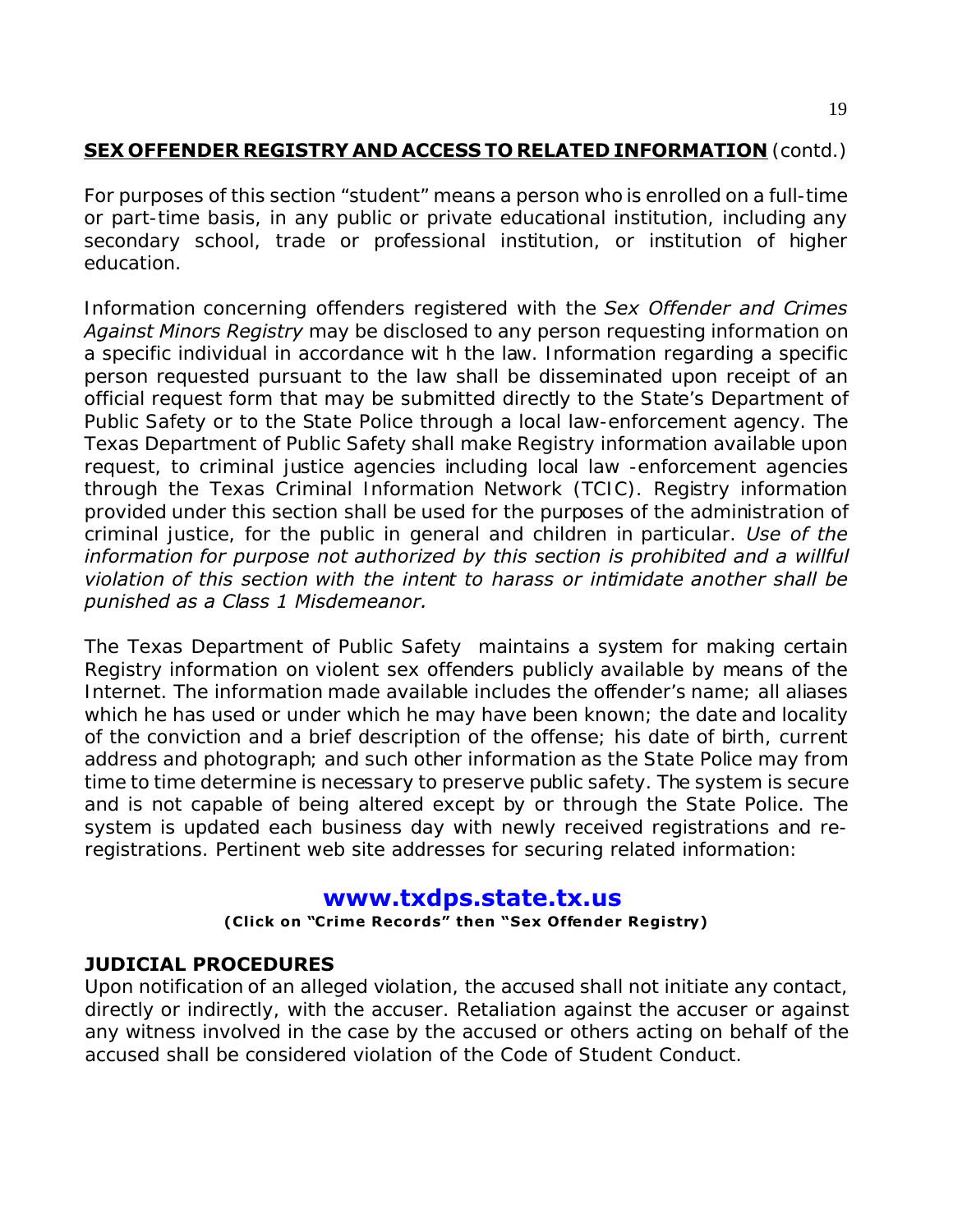## **SEX OFFENDER REGISTRY AND ACCESS TO RELATED INFORMATION** (contd.)

For purposes of this section "student" means a person who is enrolled on a full-time or part-time basis, in any public or private educational institution, including any secondary school, trade or professional institution, or institution of higher education.

Information concerning offenders registered with the *Sex Offender and Crimes Against Minors Registry* may be disclosed to any person requesting information on a specific individual in accordance wit h the law. Information regarding a specific person requested pursuant to the law shall be disseminated upon receipt of an official request form that may be submitted directly to the State's Department of Public Safety or to the State Police through a local law-enforcement agency. The Texas Department of Public Safety shall make Registry information available upon request, to criminal justice agencies including local law -enforcement agencies through the Texas Criminal Information Network (TCIC). Registry information provided under this section shall be used for the purposes of the administration of criminal justice, for the public in general and children in particular. *Use of the information for purpose not authorized by this section is prohibited and a willful violation of this section with the intent to harass or intimidate another shall be punished as a Class 1 Misdemeanor.*

The Texas Department of Public Safety maintains a system for making certain Registry information on violent sex offenders publicly available by means of the Internet. The information made available includes the offender's name; all aliases which he has used or under which he may have been known; the date and locality of the conviction and a brief description of the offense; his date of birth, current address and photograph; and such other information as the State Police may from time to time determine is necessary to preserve public safety. The system is secure and is not capable of being altered except by or through the State Police. The system is updated each business day with newly received registrations and re-registrations. Pertinent web site addresses for securing related information:

**www.txdps.state.tx.us**

**(Click on "Crime Records" then "Sex Offender Registry)**

### **JUDICIAL PROCEDURES**

Upon notification of an alleged violation, the accused shall not initiate any contact, directly or indirectly, with the accuser. Retaliation against the accuser or against any witness involved in the case by the accused or others acting on behalf of the accused shall be considered violation of the Code of Student Conduct.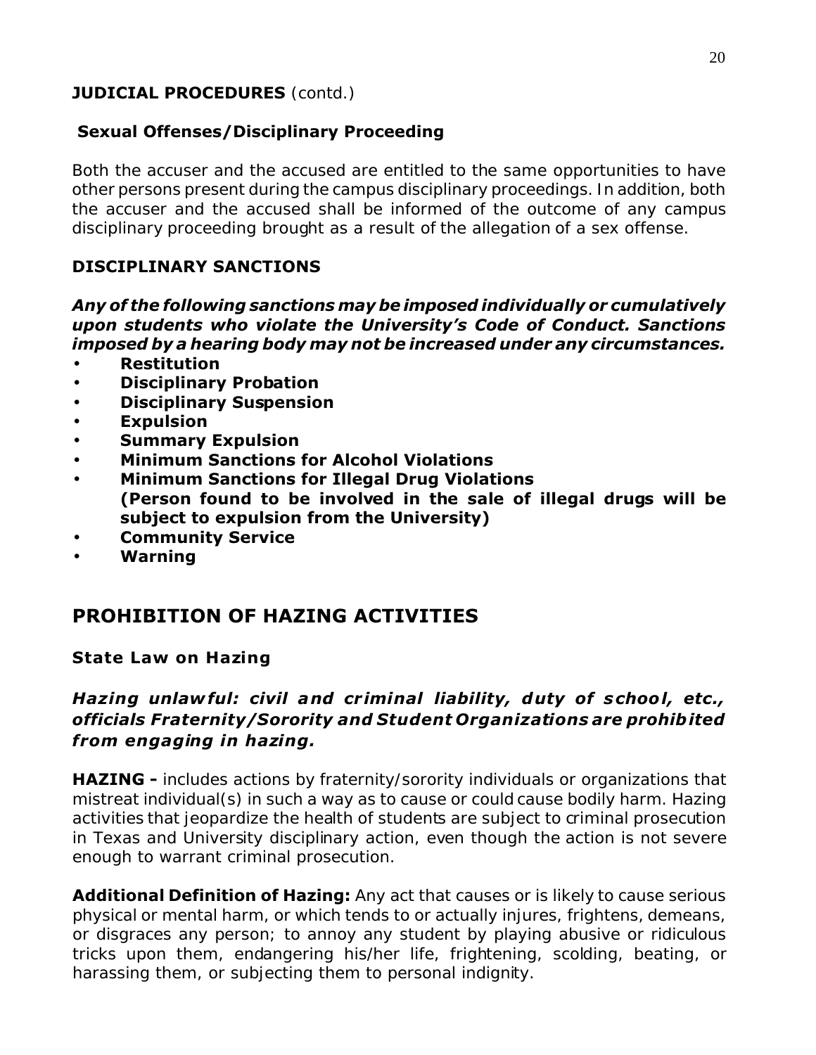**JUDICIAL PROCEDURES** (contd.)

**Sexual Offenses/Disciplinary Proceeding**

Both the accuser and the accused are entitled to the same opportunities to have other persons present during the campus disciplinary proceedings. In addition, both the accuser and the accused shall be informed of the outcome of any campus disciplinary proceeding brought as a result of the allegation of a sex offense.

## DISCIPLINARY SANCTIONS

***Any of the following sanctions may be imposed individually or cumulatively upon students who violate the University's Code of Conduct. Sanctions imposed by a hearing body may not be increased under any circumstances.***

- **Restitution**
- **Disciplinary Probation**
- **Disciplinary Suspension**
- **Expulsion**
- **Summary Expulsion**
- **Minimum Sanctions for Alcohol Violations**
- **Minimum Sanctions for Illegal Drug Violations**
  **(Person found to be involved in the sale of illegal drugs will be subject to expulsion from the University)**
- **Community Service**
- **Warning**

# PROHIBITION OF HAZING ACTIVITIES

### State Law on Hazing

***Hazing unlawful: civil and criminal liability, duty of school, etc., officials Fraternity/Sorority and Student Organizations are prohibited from engaging in hazing.***

**HAZING -** includes actions by fraternity/sorority individuals or organizations that mistreat individual(s) in such a way as to cause or could cause bodily harm. Hazing activities that jeopardize the health of students are subject to criminal prosecution in Texas and University disciplinary action, even though the action is not severe enough to warrant criminal prosecution.

**Additional Definition of Hazing:** Any act that causes or is likely to cause serious physical or mental harm, or which tends to or actually injures, frightens, demeans, or disgraces any person; to annoy any student by playing abusive or ridiculous tricks upon them, endangering his/her life, frightening, scolding, beating, or harassing them, or subjecting them to personal indignity.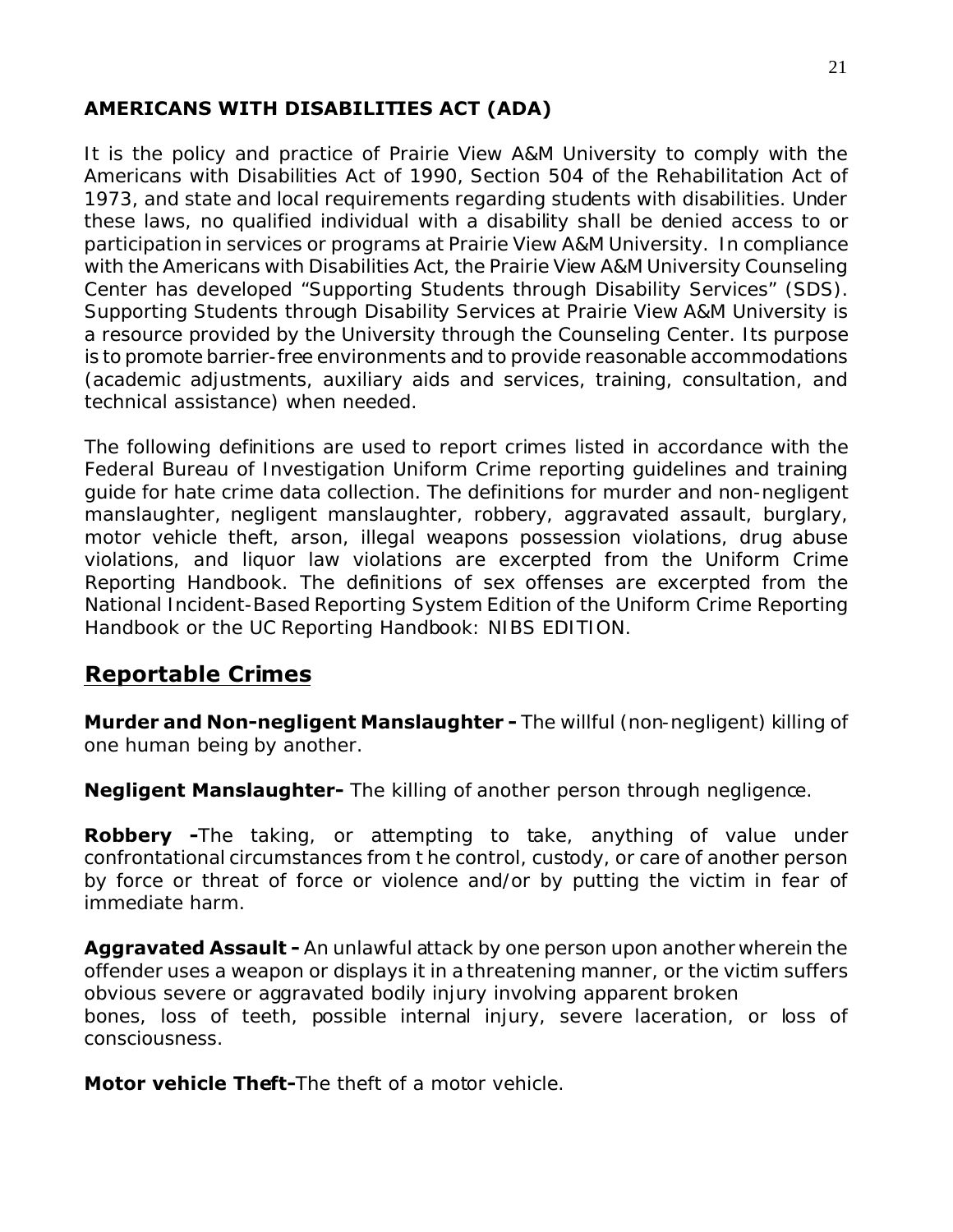**AMERICANS WITH DISABILITIES ACT (ADA)**

It is the policy and practice of Prairie View A&M University to comply with the Americans with Disabilities Act of 1990, Section 504 of the Rehabilitation Act of 1973, and state and local requirements regarding students with disabilities. Under these laws, no qualified individual with a disability shall be denied access to or participation in services or programs at Prairie View A&M University. In compliance with the Americans with Disabilities Act, the Prairie View A&M University Counseling Center has developed "Supporting Students through Disability Services" (SDS). Supporting Students through Disability Services at Prairie View A&M University is a resource provided by the University through the Counseling Center. Its purpose is to promote barrier-free environments and to provide reasonable accommodations (academic adjustments, auxiliary aids and services, training, consultation, and technical assistance) when needed.

The following definitions are used to report crimes listed in accordance with the Federal Bureau of Investigation Uniform Crime reporting guidelines and training guide for hate crime data collection. The definitions for murder and non-negligent manslaughter, negligent manslaughter, robbery, aggravated assault, burglary, motor vehicle theft, arson, illegal weapons possession violations, drug abuse violations, and liquor law violations are excerpted from the Uniform Crime Reporting Handbook. The definitions of sex offenses are excerpted from the National Incident-Based Reporting System Edition of the Uniform Crime Reporting Handbook or the UC Reporting Handbook: NIBS EDITION.

## Reportable Crimes

**Murder and Non-negligent Manslaughter -** The willful (non-negligent) killing of one human being by another.

**Negligent Manslaughter-** The killing of another person through negligence.

**Robbery -**The taking, or attempting to take, anything of value under confrontational circumstances from t he control, custody, or care of another person by force or threat of force or violence and/or by putting the victim in fear of immediate harm.

**Aggravated Assault -** An unlawful attack by one person upon another wherein the offender uses a weapon or displays it in a threatening manner, or the victim suffers obvious severe or aggravated bodily injury involving apparent broken bones, loss of teeth, possible internal injury, severe laceration, or loss of consciousness.

**Motor vehicle Theft-**The theft of a motor vehicle.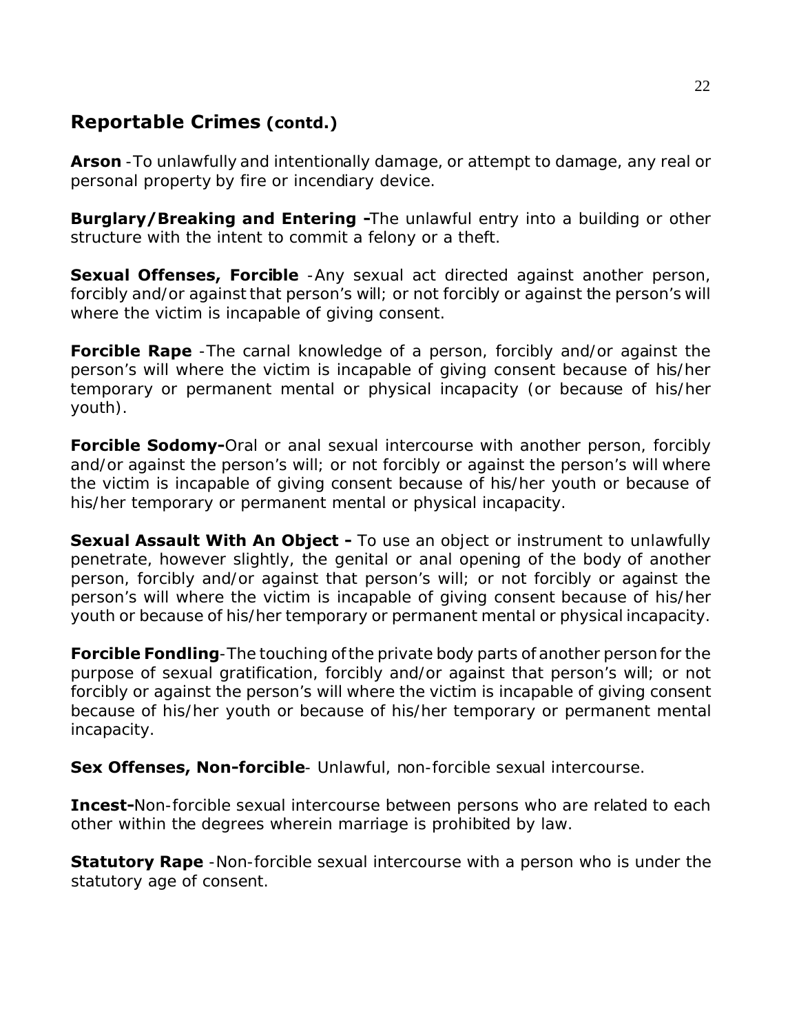## Reportable Crimes **(contd.)**

**Arson** -To unlawfully and intentionally damage, or attempt to damage, any real or personal property by fire or incendiary device.

**Burglary/Breaking and Entering -**The unlawful entry into a building or other structure with the intent to commit a felony or a theft.

**Sexual Offenses, Forcible** -Any sexual act directed against another person, forcibly and/or against that person's will; or not forcibly or against the person's will where the victim is incapable of giving consent.

**Forcible Rape** -The carnal knowledge of a person, forcibly and/or against the person's will where the victim is incapable of giving consent because of his/her temporary or permanent mental or physical incapacity (or because of his/her youth).

**Forcible Sodomy-**Oral or anal sexual intercourse with another person, forcibly and/or against the person's will; or not forcibly or against the person's will where the victim is incapable of giving consent because of his/her youth or because of his/her temporary or permanent mental or physical incapacity.

**Sexual Assault With An Object -** To use an object or instrument to unlawfully penetrate, however slightly, the genital or anal opening of the body of another person, forcibly and/or against that person's will; or not forcibly or against the person's will where the victim is incapable of giving consent because of his/her youth or because of his/her temporary or permanent mental or physical incapacity.

**Forcible Fondling**-The touching of the private body parts of another person for the purpose of sexual gratification, forcibly and/or against that person's will; or not forcibly or against the person's will where the victim is incapable of giving consent because of his/her youth or because of his/her temporary or permanent mental incapacity.

**Sex Offenses, Non-forcible**- Unlawful, non-forcible sexual intercourse.

**Incest-**Non-forcible sexual intercourse between persons who are related to each other within the degrees wherein marriage is prohibited by law.

**Statutory Rape** -Non-forcible sexual intercourse with a person who is under the statutory age of consent.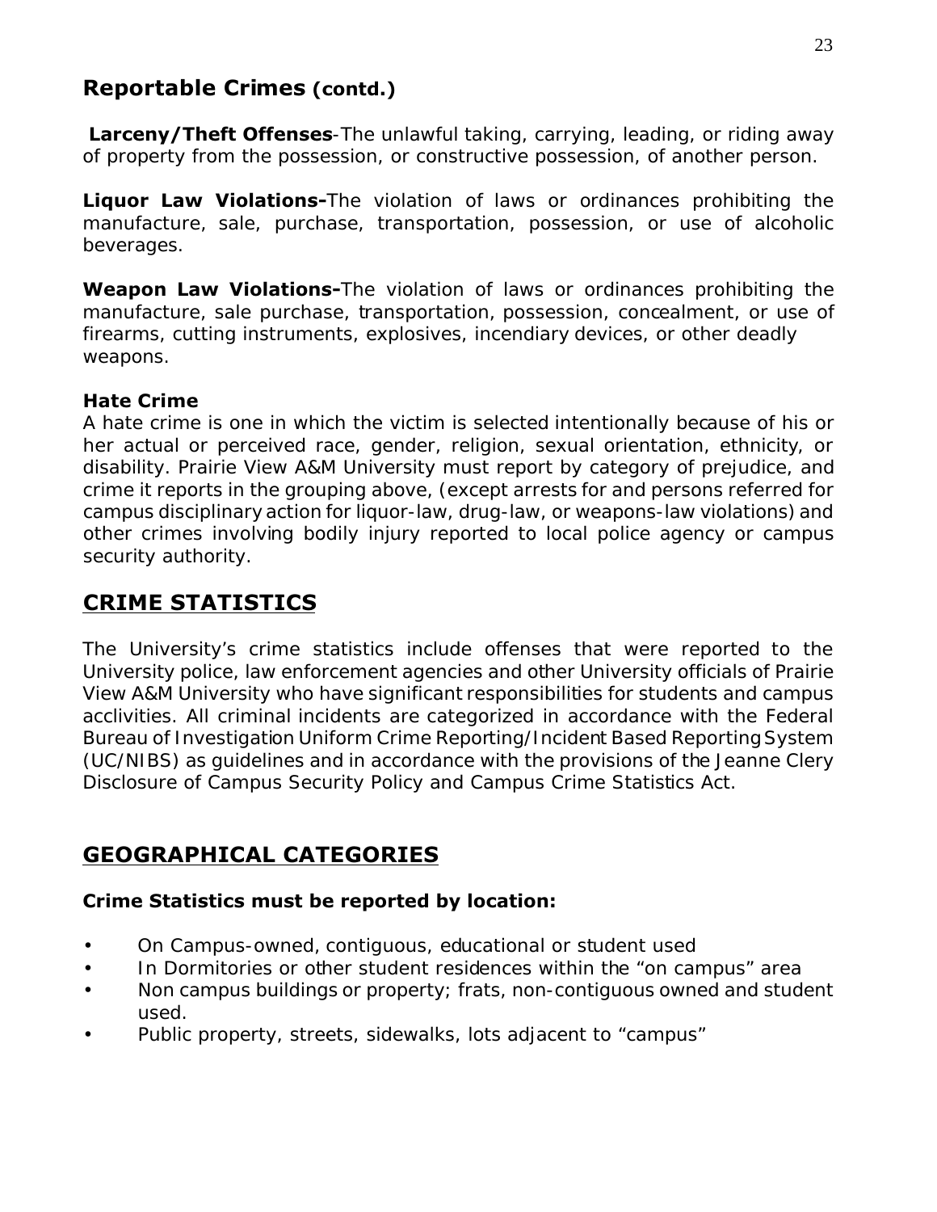## Reportable Crimes (contd.)

**Larceny/Theft Offenses**-The unlawful taking, carrying, leading, or riding away of property from the possession, or constructive possession, of another person.

**Liquor Law Violations-**The violation of laws or ordinances prohibiting the manufacture, sale, purchase, transportation, possession, or use of alcoholic beverages.

**Weapon Law Violations-**The violation of laws or ordinances prohibiting the manufacture, sale purchase, transportation, possession, concealment, or use of firearms, cutting instruments, explosives, incendiary devices, or other deadly weapons.

**Hate Crime**
A hate crime is one in which the victim is selected intentionally because of his or her actual or perceived race, gender, religion, sexual orientation, ethnicity, or disability. Prairie View A&M University must report by category of prejudice, and crime it reports in the grouping above, (except arrests for and persons referred for campus disciplinary action for liquor-law, drug-law, or weapons-law violations) and other crimes involving bodily injury reported to local police agency or campus security authority.

## CRIME STATISTICS

The University's crime statistics include offenses that were reported to the University police, law enforcement agencies and other University officials of Prairie View A&M University who have significant responsibilities for students and campus acclivities. All criminal incidents are categorized in accordance with the Federal Bureau of Investigation Uniform Crime Reporting/Incident Based Reporting System (UC/NIBS) as guidelines and in accordance with the provisions of the Jeanne Clery Disclosure of Campus Security Policy and Campus Crime Statistics Act.

## GEOGRAPHICAL CATEGORIES

**Crime Statistics must be reported by location:**

- On Campus-owned, contiguous, educational or student used
- In Dormitories or other student residences within the "on campus" area
- Non campus buildings or property; frats, non-contiguous owned and student used.
- Public property, streets, sidewalks, lots adjacent to "campus"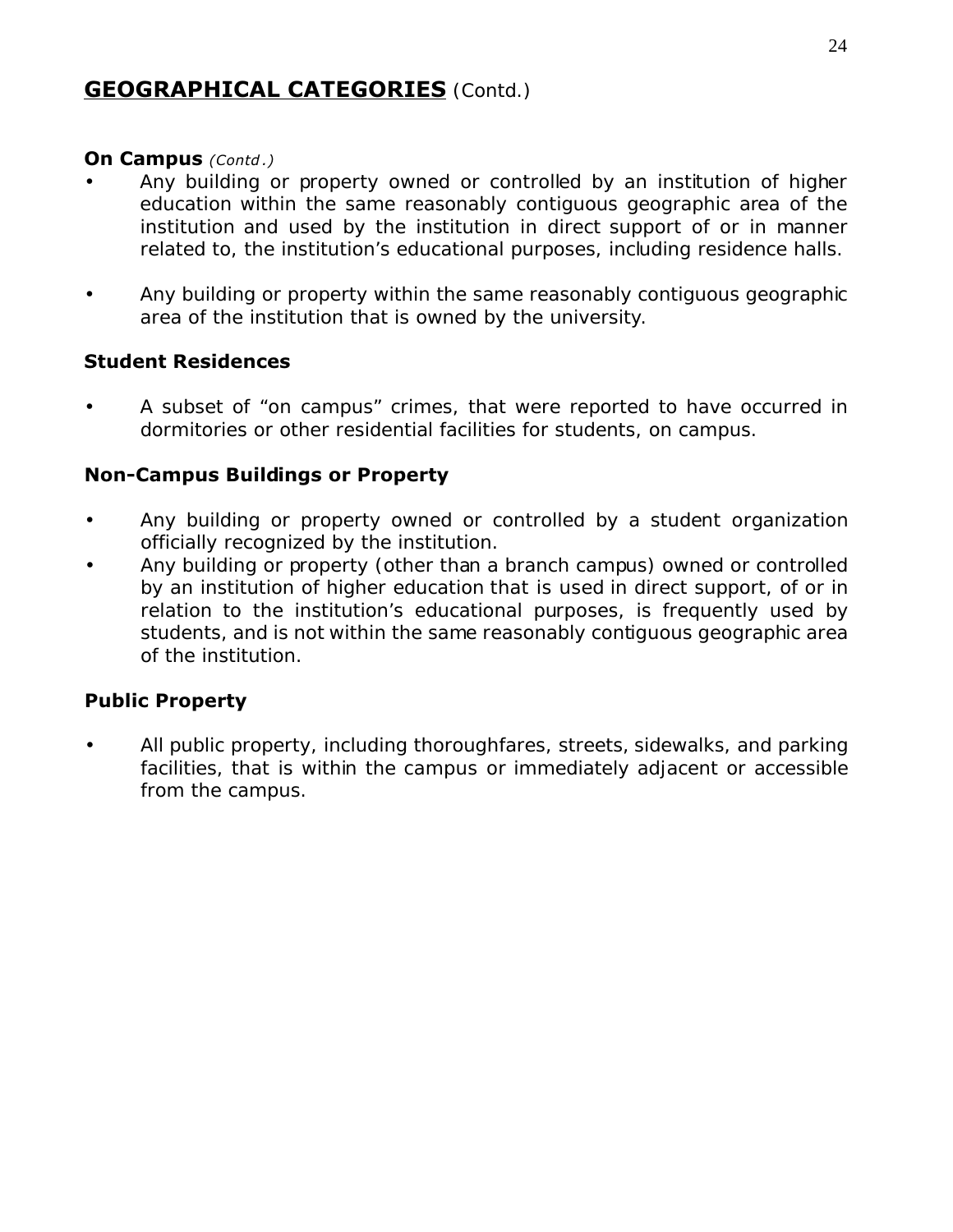## **GEOGRAPHICAL CATEGORIES** (Contd.)

**On Campus** *(Contd.)*

- Any building or property owned or controlled by an institution of higher education within the same reasonably contiguous geographic area of the institution and used by the institution in direct support of or in manner related to, the institution's educational purposes, including residence halls.

- Any building or property within the same reasonably contiguous geographic area of the institution that is owned by the university.

**Student Residences**

- A subset of "on campus" crimes, that were reported to have occurred in dormitories or other residential facilities for students, on campus.

**Non-Campus Buildings or Property**

- Any building or property owned or controlled by a student organization officially recognized by the institution.
- Any building or property (other than a branch campus) owned or controlled by an institution of higher education that is used in direct support, of or in relation to the institution's educational purposes, is frequently used by students, and is not within the same reasonably contiguous geographic area of the institution.

**Public Property**

- All public property, including thoroughfares, streets, sidewalks, and parking facilities, that is within the campus or immediately adjacent or accessible from the campus.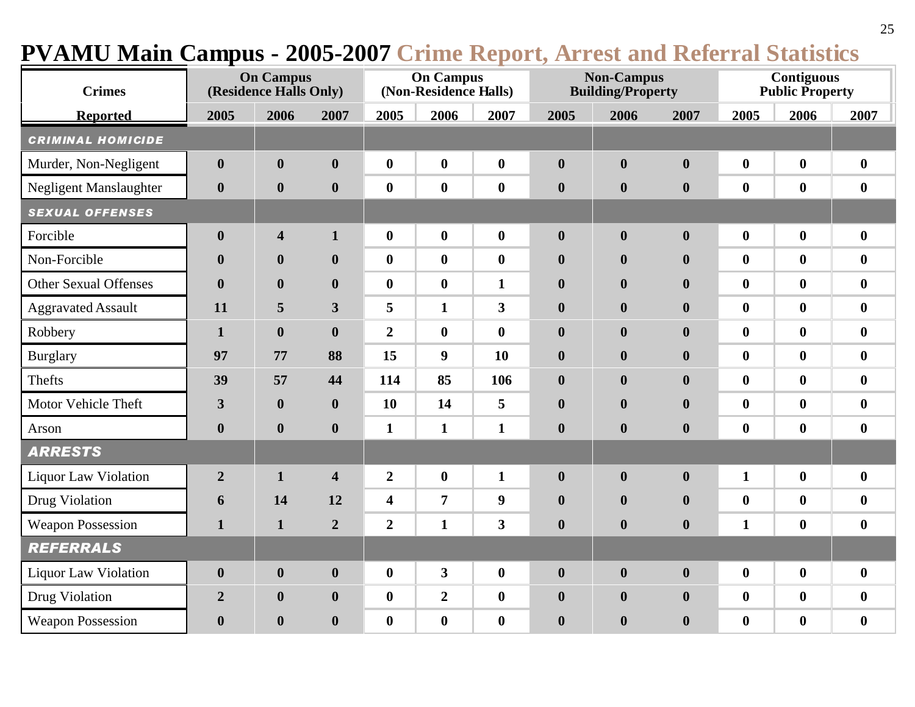# PVAMU Main Campus - 2005-2007 Crime Report, Arrest and Referral Statistics

| Crimes | On Campus (Residence Halls Only) | | | On Campus (Non-Residence Halls) | | | Non-Campus Building/Property | | | Contiguous Public Property | | |
|---|---|---|---|---|---|---|---|---|---|---|---|---|
| Reported | 2005 | 2006 | 2007 | 2005 | 2006 | 2007 | 2005 | 2006 | 2007 | 2005 | 2006 | 2007 |
| ***CRIMINAL HOMICIDE*** | | | | | | | | | | | | |
| Murder, Non-Negligent | **0** | **0** | **0** | **0** | **0** | **0** | **0** | **0** | **0** | **0** | **0** | **0** |
| Negligent Manslaughter | **0** | **0** | **0** | **0** | **0** | **0** | **0** | **0** | **0** | **0** | **0** | **0** |
| ***SEXUAL OFFENSES*** | | | | | | | | | | | | |
| Forcible | **0** | **4** | **1** | **0** | **0** | **0** | **0** | **0** | **0** | **0** | **0** | **0** |
| Non-Forcible | **0** | **0** | **0** | **0** | **0** | **0** | **0** | **0** | **0** | **0** | **0** | **0** |
| Other Sexual Offenses | **0** | **0** | **0** | **0** | **0** | **1** | **0** | **0** | **0** | **0** | **0** | **0** |
| Aggravated Assault | **11** | **5** | **3** | **5** | **1** | **3** | **0** | **0** | **0** | **0** | **0** | **0** |
| Robbery | **1** | **0** | **0** | **2** | **0** | **0** | **0** | **0** | **0** | **0** | **0** | **0** |
| Burglary | **97** | **77** | **88** | **15** | **9** | **10** | **0** | **0** | **0** | **0** | **0** | **0** |
| Thefts | **39** | **57** | **44** | **114** | **85** | **106** | **0** | **0** | **0** | **0** | **0** | **0** |
| Motor Vehicle Theft | **3** | **0** | **0** | **10** | **14** | **5** | **0** | **0** | **0** | **0** | **0** | **0** |
| Arson | **0** | **0** | **0** | **1** | **1** | **1** | **0** | **0** | **0** | **0** | **0** | **0** |
| ***ARRESTS*** | | | | | | | | | | | | |
| Liquor Law Violation | **2** | **1** | **4** | **2** | **0** | **1** | **0** | **0** | **0** | **1** | **0** | **0** |
| Drug Violation | **6** | **14** | **12** | **4** | **7** | **9** | **0** | **0** | **0** | **0** | **0** | **0** |
| Weapon Possession | **1** | **1** | **2** | **2** | **1** | **3** | **0** | **0** | **0** | **1** | **0** | **0** |
| ***REFERRALS*** | | | | | | | | | | | | |
| Liquor Law Violation | **0** | **0** | **0** | **0** | **3** | **0** | **0** | **0** | **0** | **0** | **0** | **0** |
| Drug Violation | **2** | **0** | **0** | **0** | **2** | **0** | **0** | **0** | **0** | **0** | **0** | **0** |
| Weapon Possession | **0** | **0** | **0** | **0** | **0** | **0** | **0** | **0** | **0** | **0** | **0** | **0** |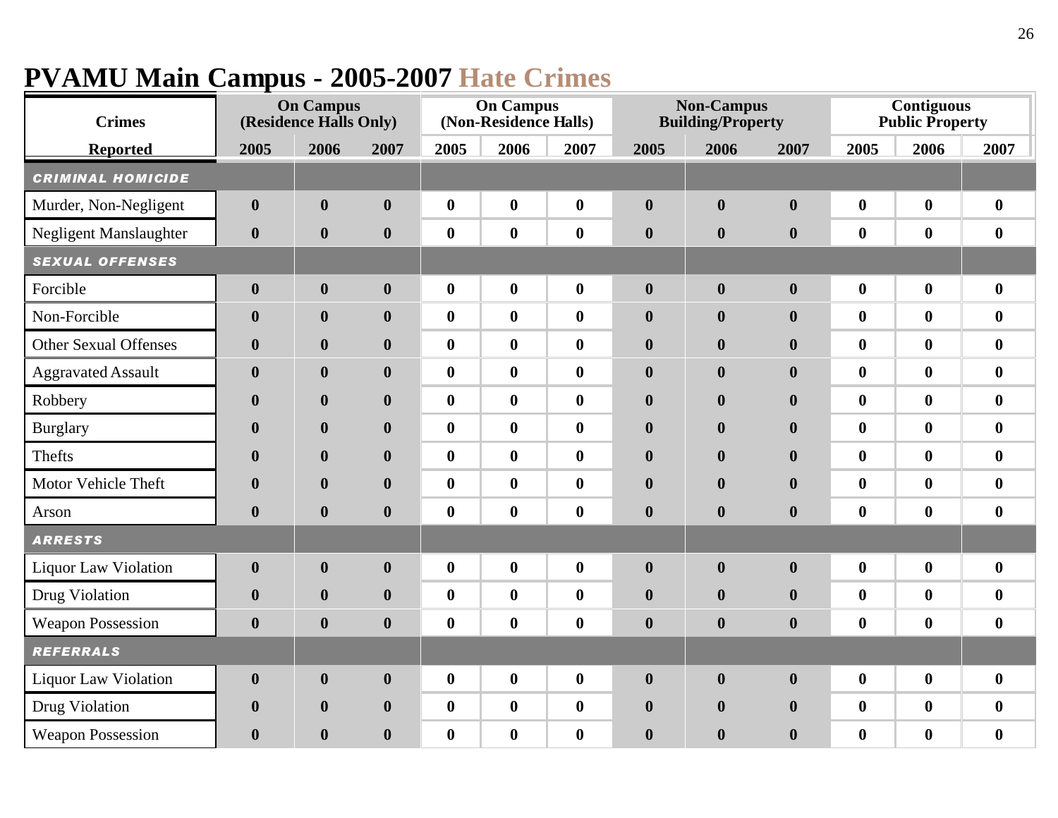# PVAMU Main Campus - 2005-2007 Hate Crimes

| Crimes Reported | On Campus (Residence Halls Only) | | | On Campus (Non-Residence Halls) | | | Non-Campus Building/Property | | | Contiguous Public Property | | |
|---|---|---|---|---|---|---|---|---|---|---|---|---|
| | 2005 | 2006 | 2007 | 2005 | 2006 | 2007 | 2005 | 2006 | 2007 | 2005 | 2006 | 2007 |
| ***CRIMINAL HOMICIDE*** | | | | | | | | | | | | |
| Murder, Non-Negligent | **0** | **0** | **0** | **0** | **0** | **0** | **0** | **0** | **0** | **0** | **0** | **0** |
| Negligent Manslaughter | **0** | **0** | **0** | **0** | **0** | **0** | **0** | **0** | **0** | **0** | **0** | **0** |
| ***SEXUAL OFFENSES*** | | | | | | | | | | | | |
| Forcible | **0** | **0** | **0** | **0** | **0** | **0** | **0** | **0** | **0** | **0** | **0** | **0** |
| Non-Forcible | **0** | **0** | **0** | **0** | **0** | **0** | **0** | **0** | **0** | **0** | **0** | **0** |
| Other Sexual Offenses | **0** | **0** | **0** | **0** | **0** | **0** | **0** | **0** | **0** | **0** | **0** | **0** |
| Aggravated Assault | **0** | **0** | **0** | **0** | **0** | **0** | **0** | **0** | **0** | **0** | **0** | **0** |
| Robbery | **0** | **0** | **0** | **0** | **0** | **0** | **0** | **0** | **0** | **0** | **0** | **0** |
| Burglary | **0** | **0** | **0** | **0** | **0** | **0** | **0** | **0** | **0** | **0** | **0** | **0** |
| Thefts | **0** | **0** | **0** | **0** | **0** | **0** | **0** | **0** | **0** | **0** | **0** | **0** |
| Motor Vehicle Theft | **0** | **0** | **0** | **0** | **0** | **0** | **0** | **0** | **0** | **0** | **0** | **0** |
| Arson | **0** | **0** | **0** | **0** | **0** | **0** | **0** | **0** | **0** | **0** | **0** | **0** |
| ***ARRESTS*** | | | | | | | | | | | | |
| Liquor Law Violation | **0** | **0** | **0** | **0** | **0** | **0** | **0** | **0** | **0** | **0** | **0** | **0** |
| Drug Violation | **0** | **0** | **0** | **0** | **0** | **0** | **0** | **0** | **0** | **0** | **0** | **0** |
| Weapon Possession | **0** | **0** | **0** | **0** | **0** | **0** | **0** | **0** | **0** | **0** | **0** | **0** |
| ***REFERRALS*** | | | | | | | | | | | | |
| Liquor Law Violation | **0** | **0** | **0** | **0** | **0** | **0** | **0** | **0** | **0** | **0** | **0** | **0** |
| Drug Violation | **0** | **0** | **0** | **0** | **0** | **0** | **0** | **0** | **0** | **0** | **0** | **0** |
| Weapon Possession | **0** | **0** | **0** | **0** | **0** | **0** | **0** | **0** | **0** | **0** | **0** | **0** |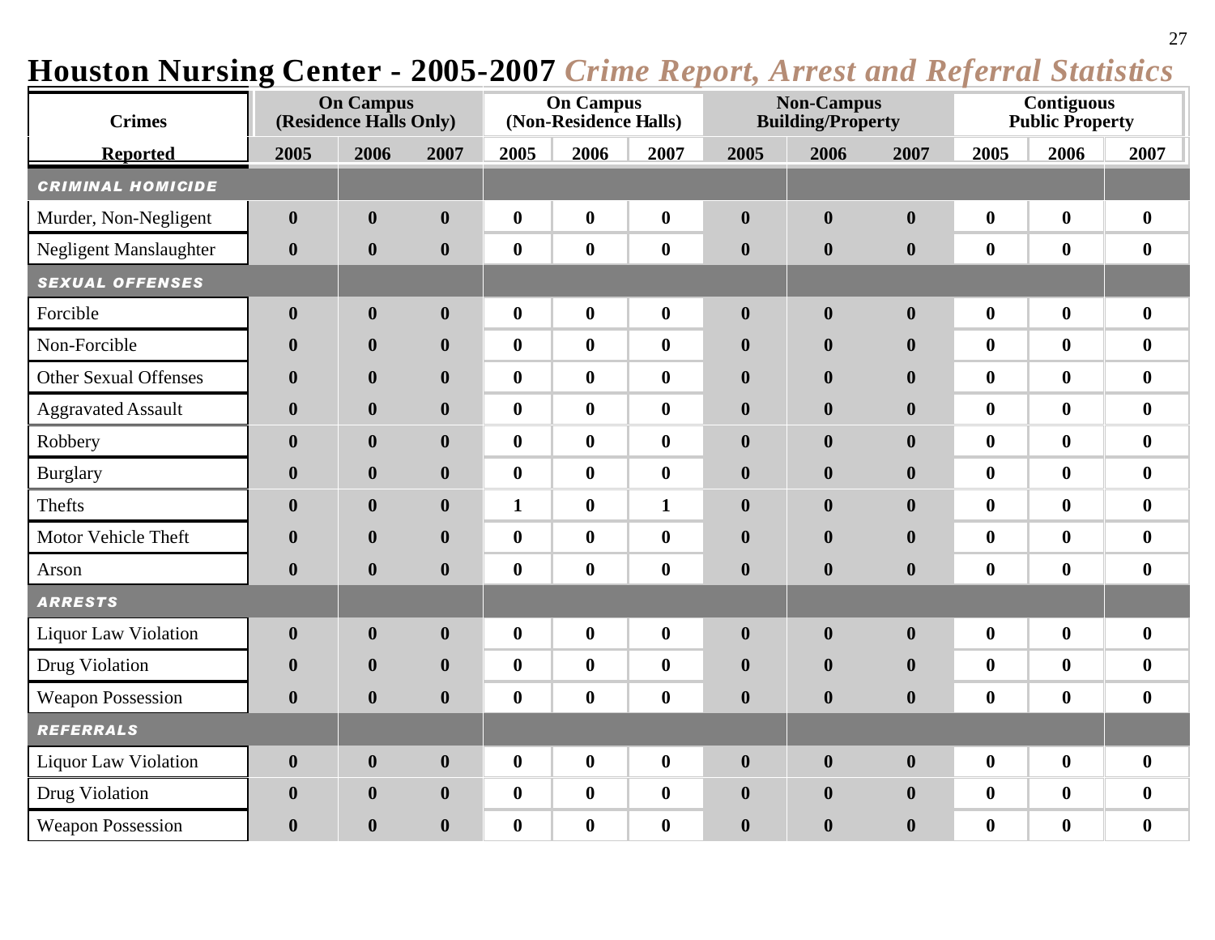# Houston Nursing Center - 2005-2007 *Crime Report, Arrest and Referral Statistics*

| Crimes | On Campus (Residence Halls Only) | | | On Campus (Non-Residence Halls) | | | Non-Campus Building/Property | | | Contiguous Public Property | | |
|---|---|---|---|---|---|---|---|---|---|---|---|---|
| Reported | 2005 | 2006 | 2007 | 2005 | 2006 | 2007 | 2005 | 2006 | 2007 | 2005 | 2006 | 2007 |
| ***CRIMINAL HOMICIDE*** | | | | | | | | | | | | |
| Murder, Non-Negligent | **0** | **0** | **0** | **0** | **0** | **0** | **0** | **0** | **0** | **0** | **0** | **0** |
| Negligent Manslaughter | **0** | **0** | **0** | **0** | **0** | **0** | **0** | **0** | **0** | **0** | **0** | **0** |
| ***SEXUAL OFFENSES*** | | | | | | | | | | | | |
| Forcible | **0** | **0** | **0** | **0** | **0** | **0** | **0** | **0** | **0** | **0** | **0** | **0** |
| Non-Forcible | **0** | **0** | **0** | **0** | **0** | **0** | **0** | **0** | **0** | **0** | **0** | **0** |
| Other Sexual Offenses | **0** | **0** | **0** | **0** | **0** | **0** | **0** | **0** | **0** | **0** | **0** | **0** |
| Aggravated Assault | **0** | **0** | **0** | **0** | **0** | **0** | **0** | **0** | **0** | **0** | **0** | **0** |
| Robbery | **0** | **0** | **0** | **0** | **0** | **0** | **0** | **0** | **0** | **0** | **0** | **0** |
| Burglary | **0** | **0** | **0** | **0** | **0** | **0** | **0** | **0** | **0** | **0** | **0** | **0** |
| Thefts | **0** | **0** | **0** | **1** | **0** | **1** | **0** | **0** | **0** | **0** | **0** | **0** |
| Motor Vehicle Theft | **0** | **0** | **0** | **0** | **0** | **0** | **0** | **0** | **0** | **0** | **0** | **0** |
| Arson | **0** | **0** | **0** | **0** | **0** | **0** | **0** | **0** | **0** | **0** | **0** | **0** |
| ***ARRESTS*** | | | | | | | | | | | | |
| Liquor Law Violation | **0** | **0** | **0** | **0** | **0** | **0** | **0** | **0** | **0** | **0** | **0** | **0** |
| Drug Violation | **0** | **0** | **0** | **0** | **0** | **0** | **0** | **0** | **0** | **0** | **0** | **0** |
| Weapon Possession | **0** | **0** | **0** | **0** | **0** | **0** | **0** | **0** | **0** | **0** | **0** | **0** |
| ***REFERRALS*** | | | | | | | | | | | | |
| Liquor Law Violation | **0** | **0** | **0** | **0** | **0** | **0** | **0** | **0** | **0** | **0** | **0** | **0** |
| Drug Violation | **0** | **0** | **0** | **0** | **0** | **0** | **0** | **0** | **0** | **0** | **0** | **0** |
| Weapon Possession | **0** | **0** | **0** | **0** | **0** | **0** | **0** | **0** | **0** | **0** | **0** | **0** |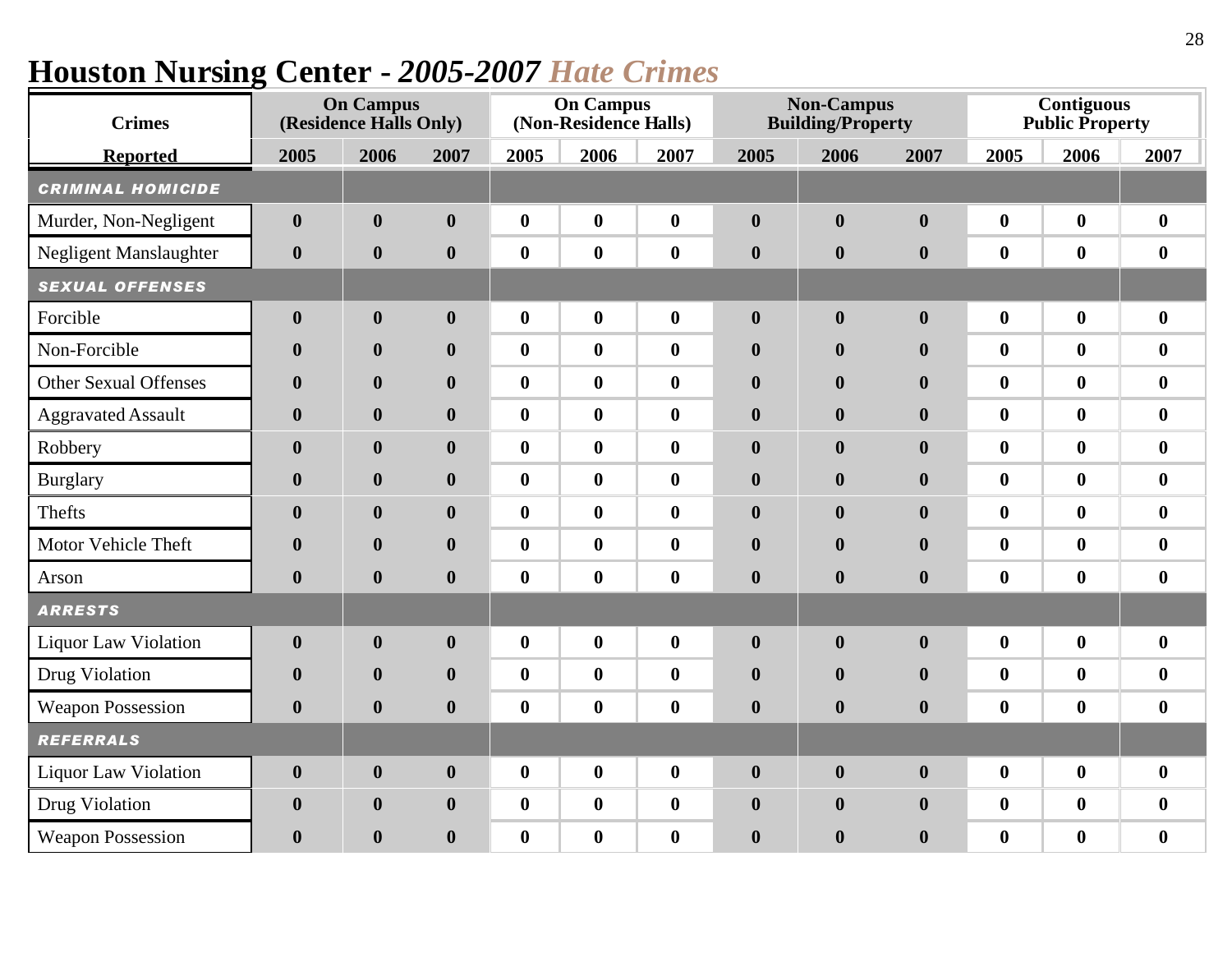# Houston Nursing Center - *2005-2007 Hate Crimes*

| Crimes Reported | On Campus (Residence Halls Only) | | | On Campus (Non-Residence Halls) | | | Non-Campus Building/Property | | | Contiguous Public Property | | |
|---|---|---|---|---|---|---|---|---|---|---|---|---|
| | 2005 | 2006 | 2007 | 2005 | 2006 | 2007 | 2005 | 2006 | 2007 | 2005 | 2006 | 2007 |
| ***CRIMINAL HOMICIDE*** | | | | | | | | | | | | |
| Murder, Non-Negligent | **0** | **0** | **0** | **0** | **0** | **0** | **0** | **0** | **0** | **0** | **0** | **0** |
| Negligent Manslaughter | **0** | **0** | **0** | **0** | **0** | **0** | **0** | **0** | **0** | **0** | **0** | **0** |
| ***SEXUAL OFFENSES*** | | | | | | | | | | | | |
| Forcible | **0** | **0** | **0** | **0** | **0** | **0** | **0** | **0** | **0** | **0** | **0** | **0** |
| Non-Forcible | **0** | **0** | **0** | **0** | **0** | **0** | **0** | **0** | **0** | **0** | **0** | **0** |
| Other Sexual Offenses | **0** | **0** | **0** | **0** | **0** | **0** | **0** | **0** | **0** | **0** | **0** | **0** |
| Aggravated Assault | **0** | **0** | **0** | **0** | **0** | **0** | **0** | **0** | **0** | **0** | **0** | **0** |
| Robbery | **0** | **0** | **0** | **0** | **0** | **0** | **0** | **0** | **0** | **0** | **0** | **0** |
| Burglary | **0** | **0** | **0** | **0** | **0** | **0** | **0** | **0** | **0** | **0** | **0** | **0** |
| Thefts | **0** | **0** | **0** | **0** | **0** | **0** | **0** | **0** | **0** | **0** | **0** | **0** |
| Motor Vehicle Theft | **0** | **0** | **0** | **0** | **0** | **0** | **0** | **0** | **0** | **0** | **0** | **0** |
| Arson | **0** | **0** | **0** | **0** | **0** | **0** | **0** | **0** | **0** | **0** | **0** | **0** |
| ***ARRESTS*** | | | | | | | | | | | | |
| Liquor Law Violation | **0** | **0** | **0** | **0** | **0** | **0** | **0** | **0** | **0** | **0** | **0** | **0** |
| Drug Violation | **0** | **0** | **0** | **0** | **0** | **0** | **0** | **0** | **0** | **0** | **0** | **0** |
| Weapon Possession | **0** | **0** | **0** | **0** | **0** | **0** | **0** | **0** | **0** | **0** | **0** | **0** |
| ***REFERRALS*** | | | | | | | | | | | | |
| Liquor Law Violation | **0** | **0** | **0** | **0** | **0** | **0** | **0** | **0** | **0** | **0** | **0** | **0** |
| Drug Violation | **0** | **0** | **0** | **0** | **0** | **0** | **0** | **0** | **0** | **0** | **0** | **0** |
| Weapon Possession | **0** | **0** | **0** | **0** | **0** | **0** | **0** | **0** | **0** | **0** | **0** | **0** |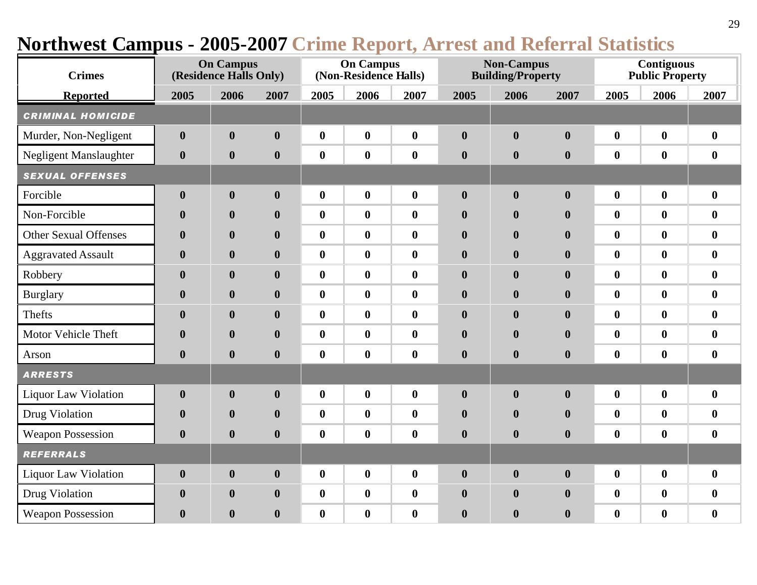# Northwest Campus - 2005-2007 Crime Report, Arrest and Referral Statistics

| Crimes Reported | On Campus (Residence Halls Only) | | | On Campus (Non-Residence Halls) | | | Non-Campus Building/Property | | | Contiguous Public Property | | |
|---|---|---|---|---|---|---|---|---|---|---|---|---|
| | 2005 | 2006 | 2007 | 2005 | 2006 | 2007 | 2005 | 2006 | 2007 | 2005 | 2006 | 2007 |
| ***CRIMINAL HOMICIDE*** | | | | | | | | | | | | |
| Murder, Non-Negligent | **0** | **0** | **0** | **0** | **0** | **0** | **0** | **0** | **0** | **0** | **0** | **0** |
| Negligent Manslaughter | **0** | **0** | **0** | **0** | **0** | **0** | **0** | **0** | **0** | **0** | **0** | **0** |
| ***SEXUAL OFFENSES*** | | | | | | | | | | | | |
| Forcible | **0** | **0** | **0** | **0** | **0** | **0** | **0** | **0** | **0** | **0** | **0** | **0** |
| Non-Forcible | **0** | **0** | **0** | **0** | **0** | **0** | **0** | **0** | **0** | **0** | **0** | **0** |
| Other Sexual Offenses | **0** | **0** | **0** | **0** | **0** | **0** | **0** | **0** | **0** | **0** | **0** | **0** |
| Aggravated Assault | **0** | **0** | **0** | **0** | **0** | **0** | **0** | **0** | **0** | **0** | **0** | **0** |
| Robbery | **0** | **0** | **0** | **0** | **0** | **0** | **0** | **0** | **0** | **0** | **0** | **0** |
| Burglary | **0** | **0** | **0** | **0** | **0** | **0** | **0** | **0** | **0** | **0** | **0** | **0** |
| Thefts | **0** | **0** | **0** | **0** | **0** | **0** | **0** | **0** | **0** | **0** | **0** | **0** |
| Motor Vehicle Theft | **0** | **0** | **0** | **0** | **0** | **0** | **0** | **0** | **0** | **0** | **0** | **0** |
| Arson | **0** | **0** | **0** | **0** | **0** | **0** | **0** | **0** | **0** | **0** | **0** | **0** |
| ***ARRESTS*** | | | | | | | | | | | | |
| Liquor Law Violation | **0** | **0** | **0** | **0** | **0** | **0** | **0** | **0** | **0** | **0** | **0** | **0** |
| Drug Violation | **0** | **0** | **0** | **0** | **0** | **0** | **0** | **0** | **0** | **0** | **0** | **0** |
| Weapon Possession | **0** | **0** | **0** | **0** | **0** | **0** | **0** | **0** | **0** | **0** | **0** | **0** |
| ***REFERRALS*** | | | | | | | | | | | | |
| Liquor Law Violation | **0** | **0** | **0** | **0** | **0** | **0** | **0** | **0** | **0** | **0** | **0** | **0** |
| Drug Violation | **0** | **0** | **0** | **0** | **0** | **0** | **0** | **0** | **0** | **0** | **0** | **0** |
| Weapon Possession | **0** | **0** | **0** | **0** | **0** | **0** | **0** | **0** | **0** | **0** | **0** | **0** |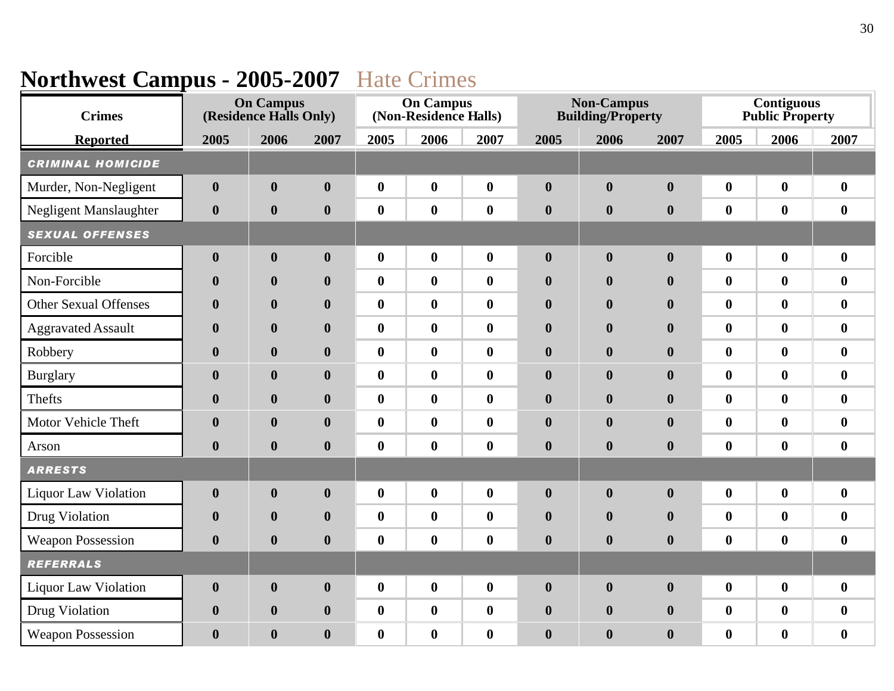# Northwest Campus - 2005-2007 Hate Crimes

| Crimes Reported | On Campus (Residence Halls Only) | | | On Campus (Non-Residence Halls) | | | Non-Campus Building/Property | | | Contiguous Public Property | | |
|---|---|---|---|---|---|---|---|---|---|---|---|---|
| | 2005 | 2006 | 2007 | 2005 | 2006 | 2007 | 2005 | 2006 | 2007 | 2005 | 2006 | 2007 |
| ***CRIMINAL HOMICIDE*** | | | | | | | | | | | | |
| Murder, Non-Negligent | **0** | **0** | **0** | **0** | **0** | **0** | **0** | **0** | **0** | **0** | **0** | **0** |
| Negligent Manslaughter | **0** | **0** | **0** | **0** | **0** | **0** | **0** | **0** | **0** | **0** | **0** | **0** |
| ***SEXUAL OFFENSES*** | | | | | | | | | | | | |
| Forcible | **0** | **0** | **0** | **0** | **0** | **0** | **0** | **0** | **0** | **0** | **0** | **0** |
| Non-Forcible | **0** | **0** | **0** | **0** | **0** | **0** | **0** | **0** | **0** | **0** | **0** | **0** |
| Other Sexual Offenses | **0** | **0** | **0** | **0** | **0** | **0** | **0** | **0** | **0** | **0** | **0** | **0** |
| Aggravated Assault | **0** | **0** | **0** | **0** | **0** | **0** | **0** | **0** | **0** | **0** | **0** | **0** |
| Robbery | **0** | **0** | **0** | **0** | **0** | **0** | **0** | **0** | **0** | **0** | **0** | **0** |
| Burglary | **0** | **0** | **0** | **0** | **0** | **0** | **0** | **0** | **0** | **0** | **0** | **0** |
| Thefts | **0** | **0** | **0** | **0** | **0** | **0** | **0** | **0** | **0** | **0** | **0** | **0** |
| Motor Vehicle Theft | **0** | **0** | **0** | **0** | **0** | **0** | **0** | **0** | **0** | **0** | **0** | **0** |
| Arson | **0** | **0** | **0** | **0** | **0** | **0** | **0** | **0** | **0** | **0** | **0** | **0** |
| ***ARRESTS*** | | | | | | | | | | | | |
| Liquor Law Violation | **0** | **0** | **0** | **0** | **0** | **0** | **0** | **0** | **0** | **0** | **0** | **0** |
| Drug Violation | **0** | **0** | **0** | **0** | **0** | **0** | **0** | **0** | **0** | **0** | **0** | **0** |
| Weapon Possession | **0** | **0** | **0** | **0** | **0** | **0** | **0** | **0** | **0** | **0** | **0** | **0** |
| ***REFERRALS*** | | | | | | | | | | | | |
| Liquor Law Violation | **0** | **0** | **0** | **0** | **0** | **0** | **0** | **0** | **0** | **0** | **0** | **0** |
| Drug Violation | **0** | **0** | **0** | **0** | **0** | **0** | **0** | **0** | **0** | **0** | **0** | **0** |
| Weapon Possession | **0** | **0** | **0** | **0** | **0** | **0** | **0** | **0** | **0** | **0** | **0** | **0** |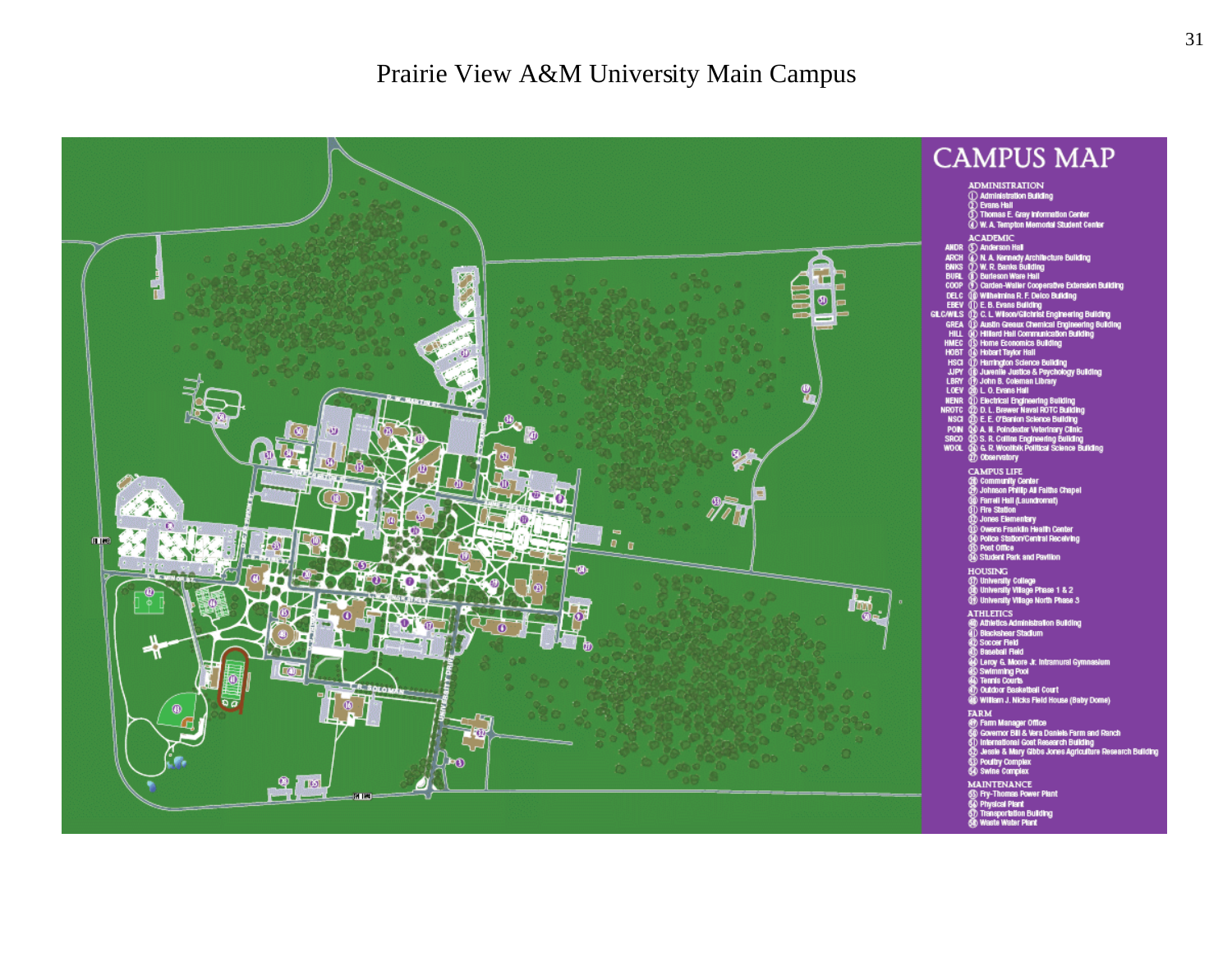# Prairie View A&M University Main Campus

## CAMPUS MAP

**ADMINISTRATION**

1. Administration Building
2. Evans Hall
3. Thomas E. Gray Information Center
4. W. A. Tempton Memorial Student Center

**ACADEMIC**

- ANDR 5. Anderson Hall
- ARCH 6. N. A. Kennedy Architecture Building
- BNKS 7. W. R. Banks Building
- BURL 8. Burleson Ware Hall
- COOP 9. Carden-Waller Cooperative Extension Building
- DELC 10. Wilhelmina R. F. Delco Building
- EBEV 11. E. B. Evans Building
- GILC/WILS 12. C. L. Wilson/Gilchrist Engineering Building
- GREA 13. Austin Greaux Chemical Engineering Building
- HILL 14. Hilliard Hall Communication Building
- HMEC 15. Home Economics Building
- HOBT 16. Hobart Taylor Hall
- HSCI 17. Harrington Science Building
- JJPY 18. Juvenile Justice & Psychology Building
- LBRY 19. John B. Coleman Library
- LOEV 20. L. O. Evans Hall
- NENR 21. Electrical Engineering Building
- NROTC 22. D. L. Brewer Naval ROTC Building
- NSCI 23. E. E. O'Banion Science Building
- POIN 24. A. N. Poindexter Veterinary Clinic
- SRCO 25. S. R. Collins Engineering Building
- WOOL 26. G. R. Woolfolk Political Science Building
- 27. Observatory

**CAMPUS LIFE**

28. Community Center
29. Johnson Phillip All Faiths Chapel
30. Farrell Hall (Laundromat)
31. Fire Station
32. Jones Elementary
33. Owens Franklin Health Center
34. Police Station/Central Receiving
35. Post Office
36. Student Park and Pavilion

**HOUSING**

37. University College
38. University Village Phase 1 & 2
39. University Village North Phase 3

**ATHLETICS**

40. Athletics Administration Building
41. Blackshear Stadium
42. Soccer Field
43. Baseball Field
44. Leroy G. Moore Jr. Intramural Gymnasium
45. Swimming Pool
46. Tennis Courts
47. Outdoor Basketball Court
48. William J. Nicks Field House (Baby Dome)

**FARM**

49. Farm Manager Office
50. Governor Bill & Vera Daniels Farm and Ranch
51. International Goat Research Building
52. Jessie & Mary Gibbs Jones Agriculture Research Building
53. Poultry Complex
54. Swine Complex

**MAINTENANCE**

55. Fry-Thomas Power Plant
56. Physical Plant
57. Transportation Building
58. Waste Water Plant